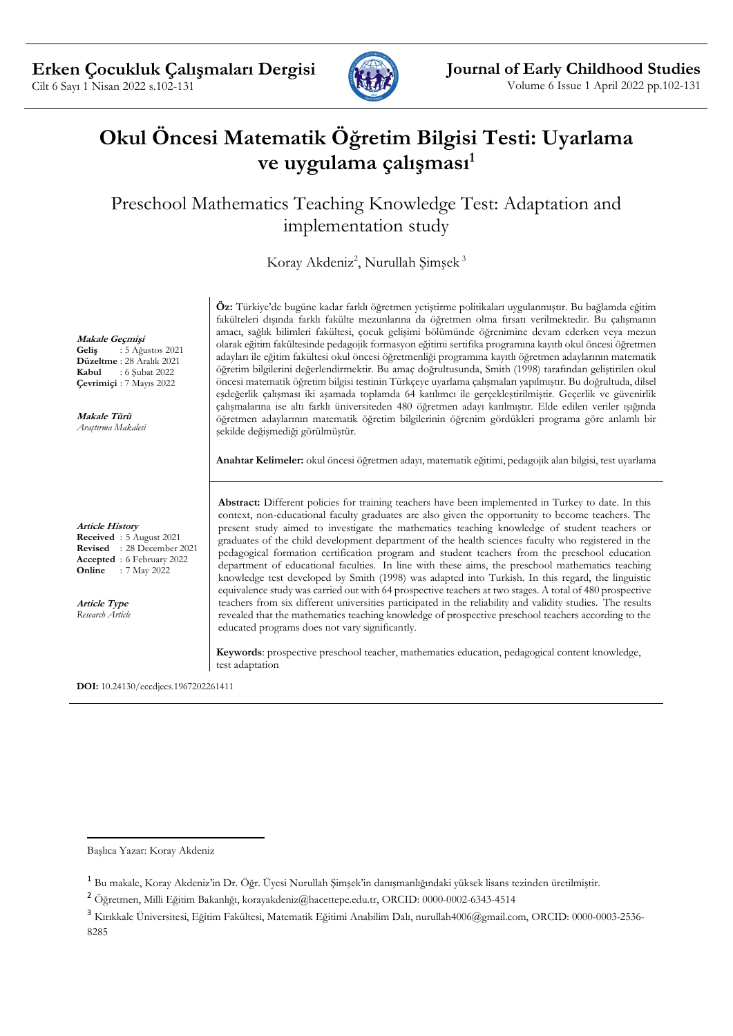# Okul Öncesi Matematik Öğretim Bilgisi Testi: Uyarlama ve uygulama çalışması[1]

## Preschool Mathematics Teaching Knowledge Test: Adaptation and implementation study

Koray Akdeniz[2], Nurullah Şimşek[3]

***Makale Geçmişi***
**Geliş** : 5 Ağustos 2021
**Düzeltme** : 28 Aralık 2021
**Kabul** : 6 Şubat 2022
**Çevrimiçi** : 7 Mayıs 2022

***Makale Türü***
*Araştırma Makalesi*

**Öz:** Türkiye'de bugüne kadar farklı öğretmen yetiştirme politikaları uygulanmıştır. Bu bağlamda eğitim fakülteleri dışında farklı fakülte mezunlarına da öğretmen olma fırsatı verilmektedir. Bu çalışmanın amacı, sağlık bilimleri fakültesi, çocuk gelişimi bölümünde öğrenimine devam ederken veya mezun olarak eğitim fakültesinde pedagojik formasyon eğitimi sertifika programına kayıtlı okul öncesi öğretmen adayları ile eğitim fakültesi okul öncesi öğretmenliği programına kayıtlı öğretmen adaylarının matematik öğretim bilgilerini değerlendirmektir. Bu amaç doğrultusunda, Smith (1998) tarafından geliştirilen okul öncesi matematik öğretim bilgisi testinin Türkçeye uyarlama çalışmaları yapılmıştır. Bu doğrultuda, dilsel eşdeğerlik çalışması iki aşamada toplamda 64 katılımcı ile gerçekleştirilmiştir. Geçerlik ve güvenirlik çalışmalarına ise altı farklı üniversiteden 480 öğretmen adayı katılmıştır. Elde edilen veriler ışığında öğretmen adaylarının matematik öğretim bilgilerinin öğrenim gördükleri programa göre anlamlı bir şekilde değişmediği görülmüştür.

**Anahtar Kelimeler:** okul öncesi öğretmen adayı, matematik eğitimi, pedagojik alan bilgisi, test uyarlama

***Article History***
**Received** : 5 August 2021
**Revised** : 28 December 2021
**Accepted** : 6 February 2022
**Online** : 7 May 2022

***Article Type***
*Research Article*

**Abstract:** Different policies for training teachers have been implemented in Turkey to date. In this context, non-educational faculty graduates are also given the opportunity to become teachers. The present study aimed to investigate the mathematics teaching knowledge of student teachers or graduates of the child development department of the health sciences faculty who registered in the pedagogical formation certification program and student teachers from the preschool education department of educational faculties. In line with these aims, the preschool mathematics teaching knowledge test developed by Smith (1998) was adapted into Turkish. In this regard, the linguistic equivalence study was carried out with 64 prospective teachers at two stages. A total of 480 prospective teachers from six different universities participated in the reliability and validity studies. The results revealed that the mathematics teaching knowledge of prospective preschool teachers according to the educated programs does not vary significantly.

**Keywords**: prospective preschool teacher, mathematics education, pedagogical content knowledge, test adaptation

**DOI:** 10.24130/eccdjecs.1967202261411

---

Başlıca Yazar: Koray Akdeniz

[1] Bu makale, Koray Akdeniz'in Dr. Öğr. Üyesi Nurullah Şimşek'in danışmanlığındaki yüksek lisans tezinden üretilmiştir.

[2] Öğretmen, Milli Eğitim Bakanlığı, korayakdeniz@hacettepe.edu.tr, ORCID: 0000-0002-6343-4514

[3] Kırıkkale Üniversitesi, Eğitim Fakültesi, Matematik Eğitimi Anabilim Dalı, nurullah4006@gmail.com, ORCID: 0000-0003-2536-8285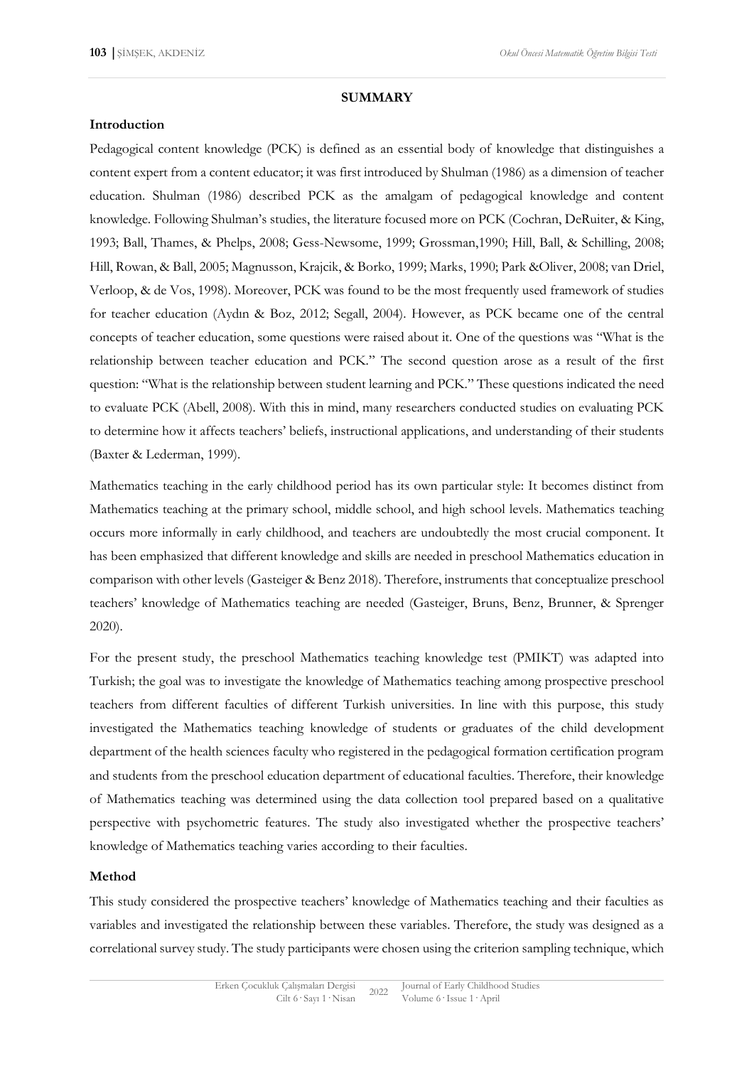## SUMMARY

### Introduction

Pedagogical content knowledge (PCK) is defined as an essential body of knowledge that distinguishes a content expert from a content educator; it was first introduced by Shulman (1986) as a dimension of teacher education. Shulman (1986) described PCK as the amalgam of pedagogical knowledge and content knowledge. Following Shulman's studies, the literature focused more on PCK (Cochran, DeRuiter, & King, 1993; Ball, Thames, & Phelps, 2008; Gess-Newsome, 1999; Grossman,1990; Hill, Ball, & Schilling, 2008; Hill, Rowan, & Ball, 2005; Magnusson, Krajcik, & Borko, 1999; Marks, 1990; Park &Oliver, 2008; van Driel, Verloop, & de Vos, 1998). Moreover, PCK was found to be the most frequently used framework of studies for teacher education (Aydın & Boz, 2012; Segall, 2004). However, as PCK became one of the central concepts of teacher education, some questions were raised about it. One of the questions was "What is the relationship between teacher education and PCK." The second question arose as a result of the first question: "What is the relationship between student learning and PCK." These questions indicated the need to evaluate PCK (Abell, 2008). With this in mind, many researchers conducted studies on evaluating PCK to determine how it affects teachers' beliefs, instructional applications, and understanding of their students (Baxter & Lederman, 1999).

Mathematics teaching in the early childhood period has its own particular style: It becomes distinct from Mathematics teaching at the primary school, middle school, and high school levels. Mathematics teaching occurs more informally in early childhood, and teachers are undoubtedly the most crucial component. It has been emphasized that different knowledge and skills are needed in preschool Mathematics education in comparison with other levels (Gasteiger & Benz 2018). Therefore, instruments that conceptualize preschool teachers' knowledge of Mathematics teaching are needed (Gasteiger, Bruns, Benz, Brunner, & Sprenger 2020).

For the present study, the preschool Mathematics teaching knowledge test (PMIKT) was adapted into Turkish; the goal was to investigate the knowledge of Mathematics teaching among prospective preschool teachers from different faculties of different Turkish universities. In line with this purpose, this study investigated the Mathematics teaching knowledge of students or graduates of the child development department of the health sciences faculty who registered in the pedagogical formation certification program and students from the preschool education department of educational faculties. Therefore, their knowledge of Mathematics teaching was determined using the data collection tool prepared based on a qualitative perspective with psychometric features. The study also investigated whether the prospective teachers' knowledge of Mathematics teaching varies according to their faculties.

### Method

This study considered the prospective teachers' knowledge of Mathematics teaching and their faculties as variables and investigated the relationship between these variables. Therefore, the study was designed as a correlational survey study. The study participants were chosen using the criterion sampling technique, which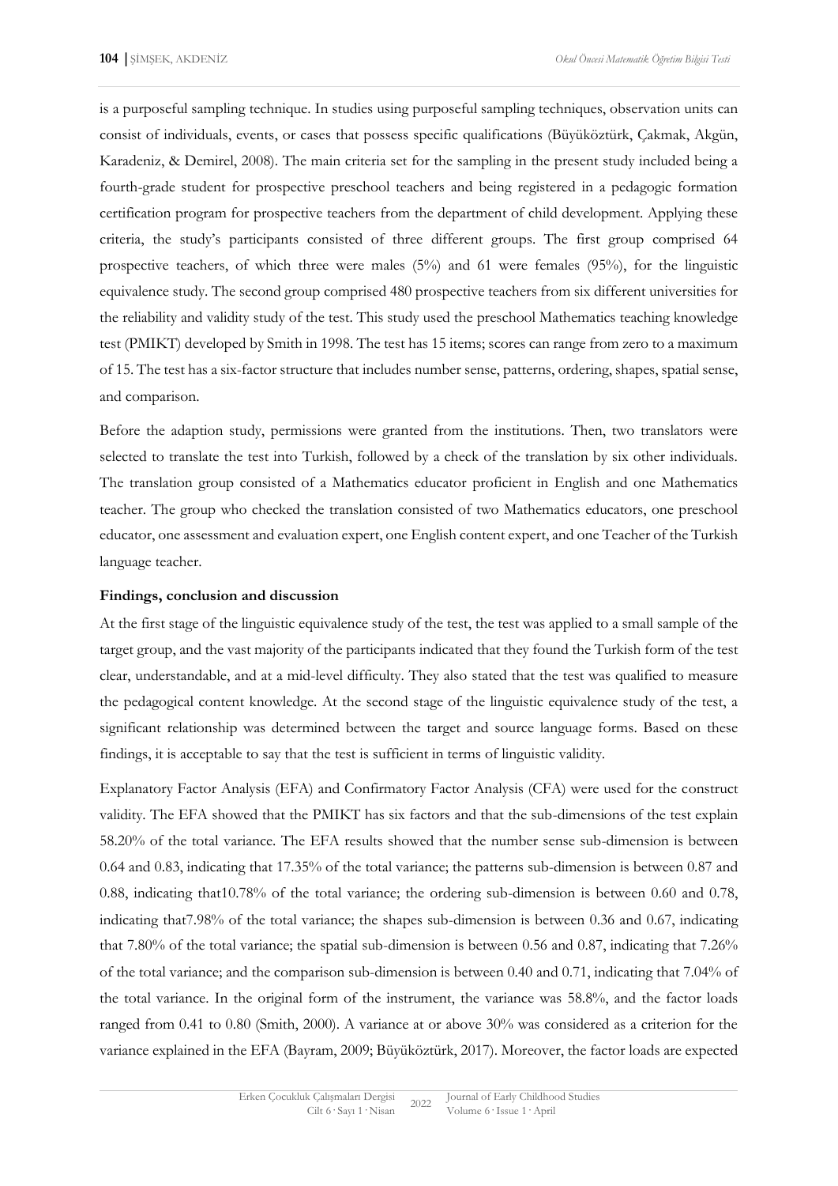is a purposeful sampling technique. In studies using purposeful sampling techniques, observation units can consist of individuals, events, or cases that possess specific qualifications (Büyüköztürk, Çakmak, Akgün, Karadeniz, & Demirel, 2008). The main criteria set for the sampling in the present study included being a fourth-grade student for prospective preschool teachers and being registered in a pedagogic formation certification program for prospective teachers from the department of child development. Applying these criteria, the study's participants consisted of three different groups. The first group comprised 64 prospective teachers, of which three were males (5%) and 61 were females (95%), for the linguistic equivalence study. The second group comprised 480 prospective teachers from six different universities for the reliability and validity study of the test. This study used the preschool Mathematics teaching knowledge test (PMIKT) developed by Smith in 1998. The test has 15 items; scores can range from zero to a maximum of 15. The test has a six-factor structure that includes number sense, patterns, ordering, shapes, spatial sense, and comparison.

Before the adaption study, permissions were granted from the institutions. Then, two translators were selected to translate the test into Turkish, followed by a check of the translation by six other individuals. The translation group consisted of a Mathematics educator proficient in English and one Mathematics teacher. The group who checked the translation consisted of two Mathematics educators, one preschool educator, one assessment and evaluation expert, one English content expert, and one Teacher of the Turkish language teacher.

**Findings, conclusion and discussion**

At the first stage of the linguistic equivalence study of the test, the test was applied to a small sample of the target group, and the vast majority of the participants indicated that they found the Turkish form of the test clear, understandable, and at a mid-level difficulty. They also stated that the test was qualified to measure the pedagogical content knowledge. At the second stage of the linguistic equivalence study of the test, a significant relationship was determined between the target and source language forms. Based on these findings, it is acceptable to say that the test is sufficient in terms of linguistic validity.

Explanatory Factor Analysis (EFA) and Confirmatory Factor Analysis (CFA) were used for the construct validity. The EFA showed that the PMIKT has six factors and that the sub-dimensions of the test explain 58.20% of the total variance. The EFA results showed that the number sense sub-dimension is between 0.64 and 0.83, indicating that 17.35% of the total variance; the patterns sub-dimension is between 0.87 and 0.88, indicating that10.78% of the total variance; the ordering sub-dimension is between 0.60 and 0.78, indicating that7.98% of the total variance; the shapes sub-dimension is between 0.36 and 0.67, indicating that 7.80% of the total variance; the spatial sub-dimension is between 0.56 and 0.87, indicating that 7.26% of the total variance; and the comparison sub-dimension is between 0.40 and 0.71, indicating that 7.04% of the total variance. In the original form of the instrument, the variance was 58.8%, and the factor loads ranged from 0.41 to 0.80 (Smith, 2000). A variance at or above 30% was considered as a criterion for the variance explained in the EFA (Bayram, 2009; Büyüköztürk, 2017). Moreover, the factor loads are expected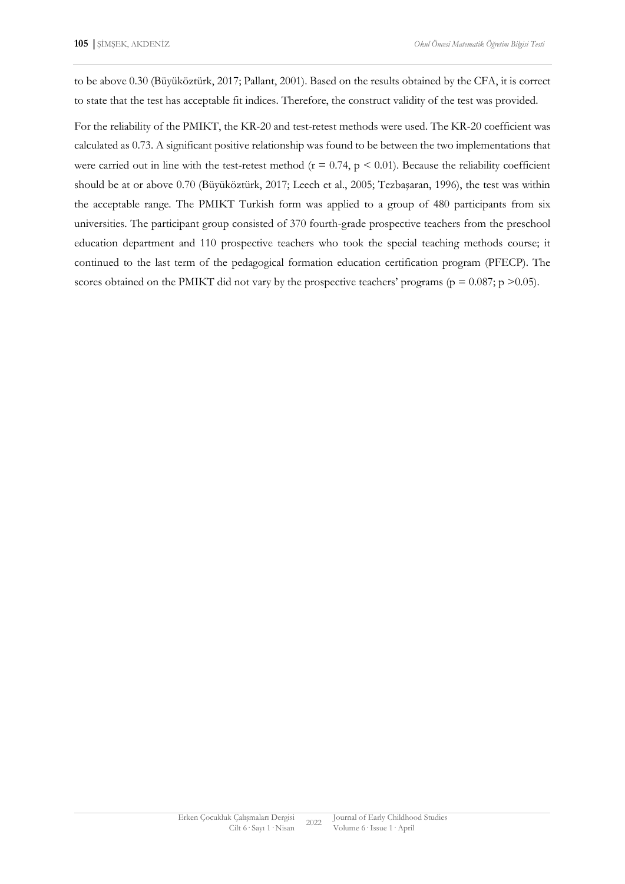to be above 0.30 (Büyüköztürk, 2017; Pallant, 2001). Based on the results obtained by the CFA, it is correct to state that the test has acceptable fit indices. Therefore, the construct validity of the test was provided.

For the reliability of the PMIKT, the KR-20 and test-retest methods were used. The KR-20 coefficient was calculated as 0.73. A significant positive relationship was found to be between the two implementations that were carried out in line with the test-retest method ($r = 0.74$, $p < 0.01$). Because the reliability coefficient should be at or above 0.70 (Büyüköztürk, 2017; Leech et al., 2005; Tezbaşaran, 1996), the test was within the acceptable range. The PMIKT Turkish form was applied to a group of 480 participants from six universities. The participant group consisted of 370 fourth-grade prospective teachers from the preschool education department and 110 prospective teachers who took the special teaching methods course; it continued to the last term of the pedagogical formation education certification program (PFECP). The scores obtained on the PMIKT did not vary by the prospective teachers' programs ($p = 0.087$; $p > 0.05$).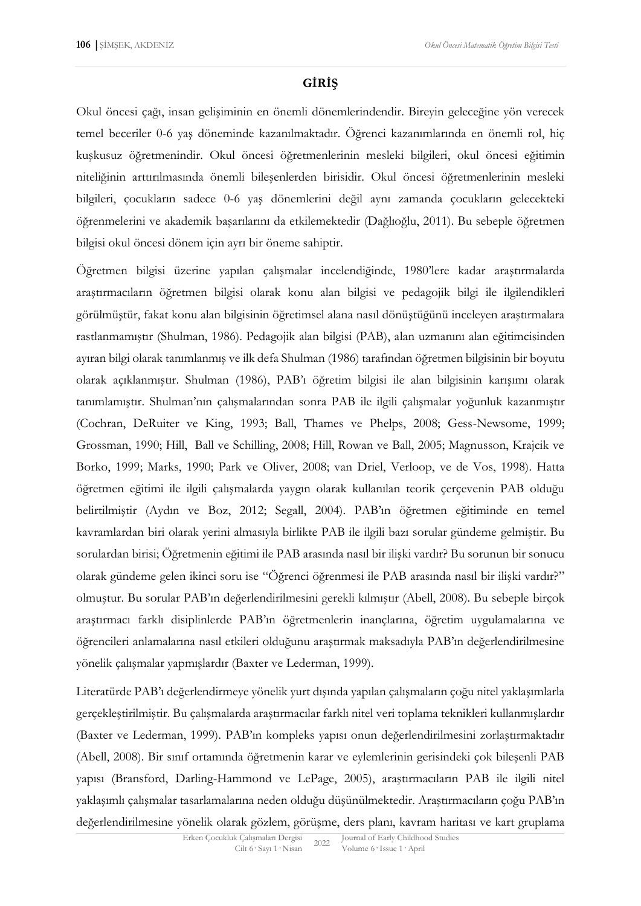## GİRİŞ

Okul öncesi çağı, insan gelişiminin en önemli dönemlerindendir. Bireyin geleceğine yön verecek temel beceriler 0-6 yaş döneminde kazanılmaktadır. Öğrenci kazanımlarında en önemli rol, hiç kuşkusuz öğretmenindir. Okul öncesi öğretmenlerinin mesleki bilgileri, okul öncesi eğitimin niteliğinin arttırılmasında önemli bileşenlerden birisidir. Okul öncesi öğretmenlerinin mesleki bilgileri, çocukların sadece 0-6 yaş dönemlerini değil aynı zamanda çocukların gelecekteki öğrenmelerini ve akademik başarılarını da etkilemektedir (Dağlıoğlu, 2011). Bu sebeple öğretmen bilgisi okul öncesi dönem için ayrı bir öneme sahiptir.

Öğretmen bilgisi üzerine yapılan çalışmalar incelendiğinde, 1980'lere kadar araştırmalarda araştırmacıların öğretmen bilgisi olarak konu alan bilgisi ve pedagojik bilgi ile ilgilendikleri görülmüştür, fakat konu alan bilgisinin öğretimsel alana nasıl dönüştüğünü inceleyen araştırmalara rastlanmamıştır (Shulman, 1986). Pedagojik alan bilgisi (PAB), alan uzmanını alan eğitimcisinden ayıran bilgi olarak tanımlanmış ve ilk defa Shulman (1986) tarafından öğretmen bilgisinin bir boyutu olarak açıklanmıştır. Shulman (1986), PAB'ı öğretim bilgisi ile alan bilgisinin karışımı olarak tanımlamıştır. Shulman'nın çalışmalarından sonra PAB ile ilgili çalışmalar yoğunluk kazanmıştır (Cochran, DeRuiter ve King, 1993; Ball, Thames ve Phelps, 2008; Gess-Newsome, 1999; Grossman, 1990; Hill, Ball ve Schilling, 2008; Hill, Rowan ve Ball, 2005; Magnusson, Krajcik ve Borko, 1999; Marks, 1990; Park ve Oliver, 2008; van Driel, Verloop, ve de Vos, 1998). Hatta öğretmen eğitimi ile ilgili çalışmalarda yaygın olarak kullanılan teorik çerçevenin PAB olduğu belirtilmiştir (Aydın ve Boz, 2012; Segall, 2004). PAB'ın öğretmen eğitiminde en temel kavramlardan biri olarak yerini almasıyla birlikte PAB ile ilgili bazı sorular gündeme gelmiştir. Bu sorulardan birisi; Öğretmenin eğitimi ile PAB arasında nasıl bir ilişki vardır? Bu sorunun bir sonucu olarak gündeme gelen ikinci soru ise "Öğrenci öğrenmesi ile PAB arasında nasıl bir ilişki vardır?" olmuştur. Bu sorular PAB'ın değerlendirilmesini gerekli kılmıştır (Abell, 2008). Bu sebeple birçok araştırmacı farklı disiplinlerde PAB'ın öğretmenlerin inançlarına, öğretim uygulamalarına ve öğrencileri anlamalarına nasıl etkileri olduğunu araştırmak maksadıyla PAB'ın değerlendirilmesine yönelik çalışmalar yapmışlardır (Baxter ve Lederman, 1999).

Literatürde PAB'ı değerlendirmeye yönelik yurt dışında yapılan çalışmaların çoğu nitel yaklaşımlarla gerçekleştirilmiştir. Bu çalışmalarda araştırmacılar farklı nitel veri toplama teknikleri kullanmışlardır (Baxter ve Lederman, 1999). PAB'ın kompleks yapısı onun değerlendirilmesini zorlaştırmaktadır (Abell, 2008). Bir sınıf ortamında öğretmenin karar ve eylemlerinin gerisindeki çok bileşenli PAB yapısı (Bransford, Darling-Hammond ve LePage, 2005), araştırmacıların PAB ile ilgili nitel yaklaşımlı çalışmalar tasarlamalarına neden olduğu düşünülmektedir. Araştırmacıların çoğu PAB'ın değerlendirilmesine yönelik olarak gözlem, görüşme, ders planı, kavram haritası ve kart gruplama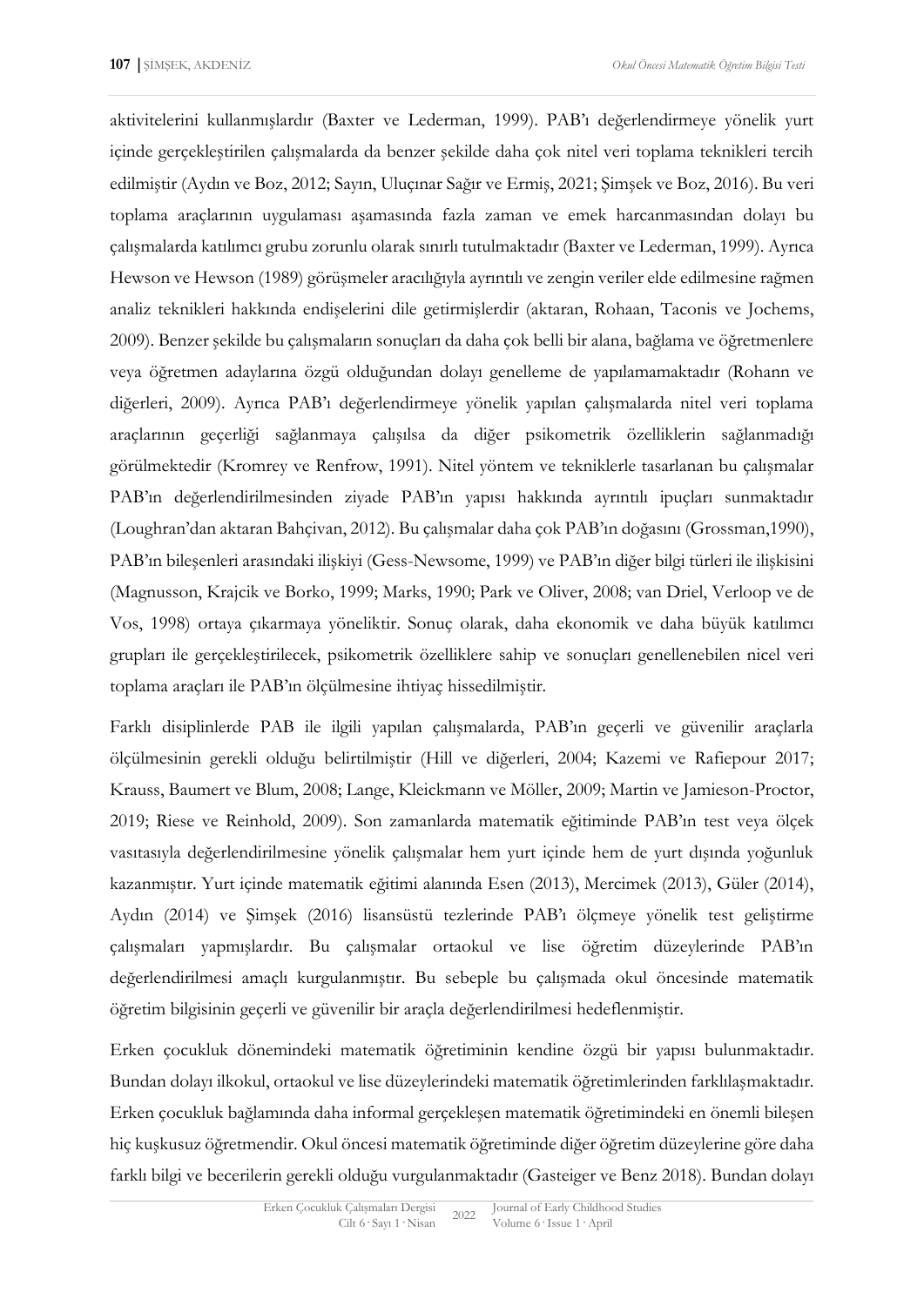aktivitelerini kullanmışlardır (Baxter ve Lederman, 1999). PAB'ı değerlendirmeye yönelik yurt içinde gerçekleştirilen çalışmalarda da benzer şekilde daha çok nitel veri toplama teknikleri tercih edilmiştir (Aydın ve Boz, 2012; Sayın, Uluçınar Sağır ve Ermiş, 2021; Şimşek ve Boz, 2016). Bu veri toplama araçlarının uygulaması aşamasında fazla zaman ve emek harcanmasından dolayı bu çalışmalarda katılımcı grubu zorunlu olarak sınırlı tutulmaktadır (Baxter ve Lederman, 1999). Ayrıca Hewson ve Hewson (1989) görüşmeler aracılığıyla ayrıntılı ve zengin veriler elde edilmesine rağmen analiz teknikleri hakkında endişelerini dile getirmişlerdir (aktaran, Rohaan, Taconis ve Jochems, 2009). Benzer şekilde bu çalışmaların sonuçları da daha çok belli bir alana, bağlama ve öğretmenlere veya öğretmen adaylarına özgü olduğundan dolayı genelleme de yapılamamaktadır (Rohann ve diğerleri, 2009). Ayrıca PAB'ı değerlendirmeye yönelik yapılan çalışmalarda nitel veri toplama araçlarının geçerliği sağlanmaya çalışılsa da diğer psikometrik özelliklerin sağlanmadığı görülmektedir (Kromrey ve Renfrow, 1991). Nitel yöntem ve tekniklerle tasarlanan bu çalışmalar PAB'ın değerlendirilmesinden ziyade PAB'ın yapısı hakkında ayrıntılı ipuçları sunmaktadır (Loughran'dan aktaran Bahçivan, 2012). Bu çalışmalar daha çok PAB'ın doğasını (Grossman,1990), PAB'ın bileşenleri arasındaki ilişkiyi (Gess-Newsome, 1999) ve PAB'ın diğer bilgi türleri ile ilişkisini (Magnusson, Krajcik ve Borko, 1999; Marks, 1990; Park ve Oliver, 2008; van Driel, Verloop ve de Vos, 1998) ortaya çıkarmaya yöneliktir. Sonuç olarak, daha ekonomik ve daha büyük katılımcı grupları ile gerçekleştirilecek, psikometrik özelliklere sahip ve sonuçları genellenebilen nicel veri toplama araçları ile PAB'ın ölçülmesine ihtiyaç hissedilmiştir.

Farklı disiplinlerde PAB ile ilgili yapılan çalışmalarda, PAB'ın geçerli ve güvenilir araçlarla ölçülmesinin gerekli olduğu belirtilmiştir (Hill ve diğerleri, 2004; Kazemi ve Rafiepour 2017; Krauss, Baumert ve Blum, 2008; Lange, Kleickmann ve Möller, 2009; Martin ve Jamieson-Proctor, 2019; Riese ve Reinhold, 2009). Son zamanlarda matematik eğitiminde PAB'ın test veya ölçek vasıtasıyla değerlendirilmesine yönelik çalışmalar hem yurt içinde hem de yurt dışında yoğunluk kazanmıştır. Yurt içinde matematik eğitimi alanında Esen (2013), Mercimek (2013), Güler (2014), Aydın (2014) ve Şimşek (2016) lisansüstü tezlerinde PAB'ı ölçmeye yönelik test geliştirme çalışmaları yapmışlardır. Bu çalışmalar ortaokul ve lise öğretim düzeylerinde PAB'ın değerlendirilmesi amaçlı kurgulanmıştır. Bu sebeple bu çalışmada okul öncesinde matematik öğretim bilgisinin geçerli ve güvenilir bir araçla değerlendirilmesi hedeflenmiştir.

Erken çocukluk dönemindeki matematik öğretiminin kendine özgü bir yapısı bulunmaktadır. Bundan dolayı ilkokul, ortaokul ve lise düzeylerindeki matematik öğretimlerinden farklılaşmaktadır. Erken çocukluk bağlamında daha informal gerçekleşen matematik öğretimindeki en önemli bileşen hiç kuşkusuz öğretmendir. Okul öncesi matematik öğretiminde diğer öğretim düzeylerine göre daha farklı bilgi ve becerilerin gerekli olduğu vurgulanmaktadır (Gasteiger ve Benz 2018). Bundan dolayı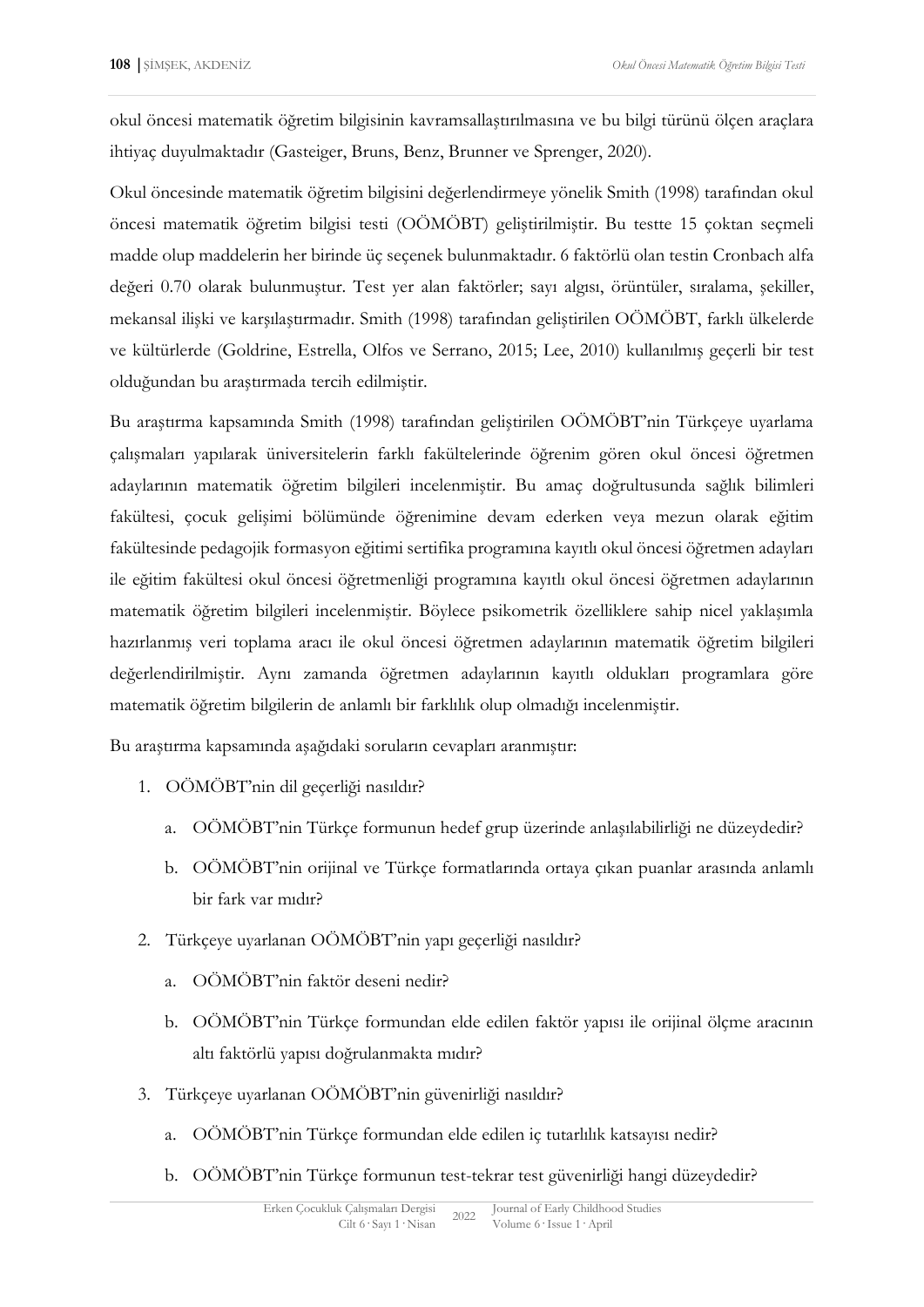okul öncesi matematik öğretim bilgisinin kavramsallaştırılmasına ve bu bilgi türünü ölçen araçlara ihtiyaç duyulmaktadır (Gasteiger, Bruns, Benz, Brunner ve Sprenger, 2020).

Okul öncesinde matematik öğretim bilgisini değerlendirmeye yönelik Smith (1998) tarafından okul öncesi matematik öğretim bilgisi testi (OÖMÖBT) geliştirilmiştir. Bu testte 15 çoktan seçmeli madde olup maddelerin her birinde üç seçenek bulunmaktadır. 6 faktörlü olan testin Cronbach alfa değeri 0.70 olarak bulunmuştur. Test yer alan faktörler; sayı algısı, örüntüler, sıralama, şekiller, mekansal ilişki ve karşılaştırmadır. Smith (1998) tarafından geliştirilen OÖMÖBT, farklı ülkelerde ve kültürlerde (Goldrine, Estrella, Olfos ve Serrano, 2015; Lee, 2010) kullanılmış geçerli bir test olduğundan bu araştırmada tercih edilmiştir.

Bu araştırma kapsamında Smith (1998) tarafından geliştirilen OÖMÖBT'nin Türkçeye uyarlama çalışmaları yapılarak üniversitelerin farklı fakültelerinde öğrenim gören okul öncesi öğretmen adaylarının matematik öğretim bilgileri incelenmiştir. Bu amaç doğrultusunda sağlık bilimleri fakültesi, çocuk gelişimi bölümünde öğrenimine devam ederken veya mezun olarak eğitim fakültesinde pedagojik formasyon eğitimi sertifika programına kayıtlı okul öncesi öğretmen adayları ile eğitim fakültesi okul öncesi öğretmenliği programına kayıtlı okul öncesi öğretmen adaylarının matematik öğretim bilgileri incelenmiştir. Böylece psikometrik özelliklere sahip nicel yaklaşımla hazırlanmış veri toplama aracı ile okul öncesi öğretmen adaylarının matematik öğretim bilgileri değerlendirilmiştir. Aynı zamanda öğretmen adaylarının kayıtlı oldukları programlara göre matematik öğretim bilgilerin de anlamlı bir farklılık olup olmadığı incelenmiştir.

Bu araştırma kapsamında aşağıdaki soruların cevapları aranmıştır:

1. OÖMÖBT'nin dil geçerliği nasıldır?
    a. OÖMÖBT'nin Türkçe formunun hedef grup üzerinde anlaşılabilirliği ne düzeydedir?
    b. OÖMÖBT'nin orijinal ve Türkçe formatlarında ortaya çıkan puanlar arasında anlamlı bir fark var mıdır?
2. Türkçeye uyarlanan OÖMÖBT'nin yapı geçerliği nasıldır?
    a. OÖMÖBT'nin faktör deseni nedir?
    b. OÖMÖBT'nin Türkçe formundan elde edilen faktör yapısı ile orijinal ölçme aracının altı faktörlü yapısı doğrulanmakta mıdır?
3. Türkçeye uyarlanan OÖMÖBT'nin güvenirliği nasıldır?
    a. OÖMÖBT'nin Türkçe formundan elde edilen iç tutarlılık katsayısı nedir?
    b. OÖMÖBT'nin Türkçe formunun test-tekrar test güvenirliği hangi düzeydedir?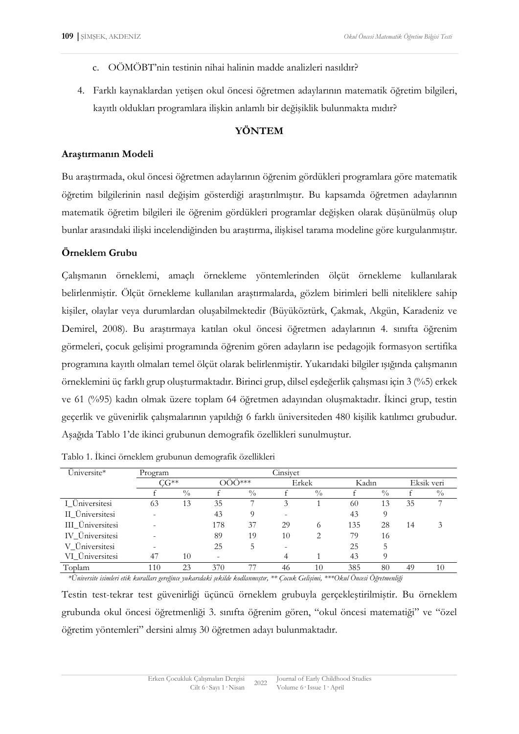c. OÖMÖBT'nin testinin nihai halinin madde analizleri nasıldır?

4. Farklı kaynaklardan yetişen okul öncesi öğretmen adaylarının matematik öğretim bilgileri, kayıtlı oldukları programlara ilişkin anlamlı bir değişiklik bulunmakta mıdır?

## YÖNTEM

### Araştırmanın Modeli

Bu araştırmada, okul öncesi öğretmen adaylarının öğrenim gördükleri programlara göre matematik öğretim bilgilerinin nasıl değişim gösterdiği araştırılmıştır. Bu kapsamda öğretmen adaylarının matematik öğretim bilgileri ile öğrenim gördükleri programlar değişken olarak düşünülmüş olup bunlar arasındaki ilişki incelendiğinden bu araştırma, ilişkisel tarama modeline göre kurgulanmıştır.

### Örneklem Grubu

Çalışmanın örneklemi, amaçlı örnekleme yöntemlerinden ölçüt örnekleme kullanılarak belirlenmiştir. Ölçüt örnekleme kullanılan araştırmalarda, gözlem birimleri belli niteliklere sahip kişiler, olaylar veya durumlardan oluşabilmektedir (Büyüköztürk, Çakmak, Akgün, Karadeniz ve Demirel, 2008). Bu araştırmaya katılan okul öncesi öğretmen adaylarının 4. sınıfta öğrenim görmeleri, çocuk gelişimi programında öğrenim gören adayların ise pedagojik formasyon sertifika programına kayıtlı olmaları temel ölçüt olarak belirlenmiştir. Yukarıdaki bilgiler ışığında çalışmanın örneklemini üç farklı grup oluşturmaktadır. Birinci grup, dilsel eşdeğerlik çalışması için 3 (%5) erkek ve 61 (%95) kadın olmak üzere toplam 64 öğretmen adayından oluşmaktadır. İkinci grup, testin geçerlik ve güvenirlik çalışmalarının yapıldığı 6 farklı üniversiteden 480 kişilik katılımcı grubudur. Aşağıda Tablo 1'de ikinci grubunun demografik özellikleri sunulmuştur.

Tablo 1. İkinci örneklem grubunun demografik özellikleri

| Üniversite* | Program | | | | Cinsiyet | | | | | |
|---|---|---|---|---|---|---|---|---|---|---|
| | ÇG** | | OÖÖ*** | | Erkek | | Kadın | | Eksik veri | |
| | f | % | f | % | f | % | f | % | f | % |
| I_Üniversitesi | 63 | 13 | 35 | 7 | 3 | 1 | 60 | 13 | 35 | 7 |
| II_Üniversitesi | - | | 43 | 9 | - | | 43 | 9 | | |
| III_Üniversitesi | - | | 178 | 37 | 29 | 6 | 135 | 28 | 14 | 3 |
| IV_Üniversitesi | - | | 89 | 19 | 10 | 2 | 79 | 16 | | |
| V_Üniversitesi | - | | 25 | 5 | - | | 25 | 5 | | |
| VI_Üniversitesi | 47 | 10 | - | | 4 | 1 | 43 | 9 | | |
| Toplam | 110 | 23 | 370 | 77 | 46 | 10 | 385 | 80 | 49 | 10 |

*\*Üniversite isimleri etik kuralları gereğince yukarıdaki şekilde kodlanmıştır, \*\* Çocuk Gelişimi, \*\*\*Okul Öncesi Öğretmenliği*

Testin test-tekrar test güvenirliği üçüncü örneklem grubuyla gerçekleştirilmiştir. Bu örneklem grubunda okul öncesi öğretmenliği 3. sınıfta öğrenim gören, "okul öncesi matematiği" ve "özel öğretim yöntemleri" dersini almış 30 öğretmen adayı bulunmaktadır.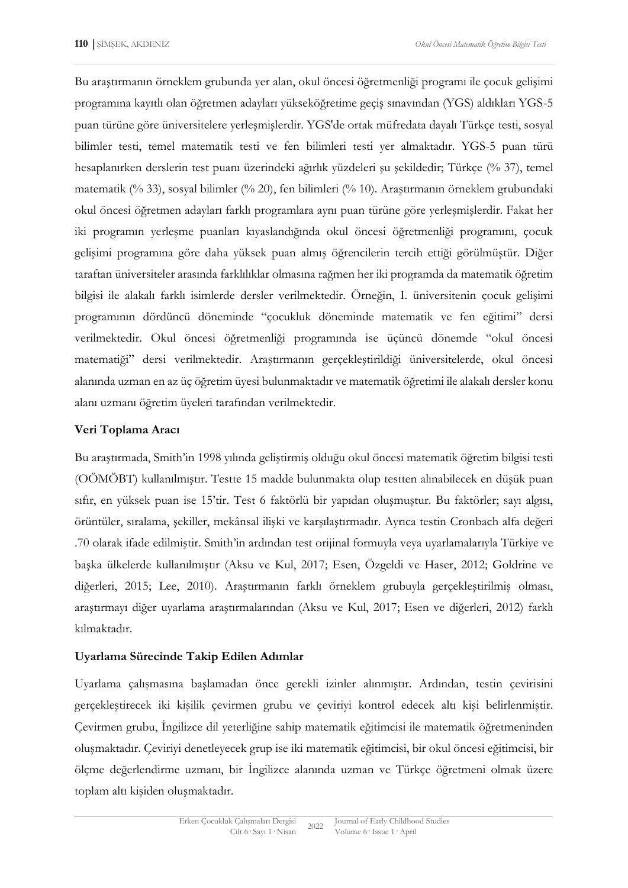Bu araştırmanın örneklem grubunda yer alan, okul öncesi öğretmenliği programı ile çocuk gelişimi programına kayıtlı olan öğretmen adayları yükseköğretime geçiş sınavından (YGS) aldıkları YGS-5 puan türüne göre üniversitelere yerleşmişlerdir. YGS'de ortak müfredata dayalı Türkçe testi, sosyal bilimler testi, temel matematik testi ve fen bilimleri testi yer almaktadır. YGS-5 puan türü hesaplanırken derslerin test puanı üzerindeki ağırlık yüzdeleri şu şekildedir; Türkçe (% 37), temel matematik (% 33), sosyal bilimler (% 20), fen bilimleri (% 10). Araştırmanın örneklem grubundaki okul öncesi öğretmen adayları farklı programlara aynı puan türüne göre yerleşmişlerdir. Fakat her iki programın yerleşme puanları kıyaslandığında okul öncesi öğretmenliği programını, çocuk gelişimi programına göre daha yüksek puan almış öğrencilerin tercih ettiği görülmüştür. Diğer taraftan üniversiteler arasında farklılıklar olmasına rağmen her iki programda da matematik öğretim bilgisi ile alakalı farklı isimlerde dersler verilmektedir. Örneğin, I. üniversitenin çocuk gelişimi programının dördüncü döneminde "çocukluk döneminde matematik ve fen eğitimi" dersi verilmektedir. Okul öncesi öğretmenliği programında ise üçüncü dönemde "okul öncesi matematiği" dersi verilmektedir. Araştırmanın gerçekleştirildiği üniversitelerde, okul öncesi alanında uzman en az üç öğretim üyesi bulunmaktadır ve matematik öğretimi ile alakalı dersler konu alanı uzmanı öğretim üyeleri tarafından verilmektedir.

### Veri Toplama Aracı

Bu araştırmada, Smith'in 1998 yılında geliştirmiş olduğu okul öncesi matematik öğretim bilgisi testi (OÖMÖBT) kullanılmıştır. Testte 15 madde bulunmakta olup testten alınabilecek en düşük puan sıfır, en yüksek puan ise 15'tir. Test 6 faktörlü bir yapıdan oluşmuştur. Bu faktörler; sayı algısı, örüntüler, sıralama, şekiller, mekânsal ilişki ve karşılaştırmadır. Ayrıca testin Cronbach alfa değeri .70 olarak ifade edilmiştir. Smith'in ardından test orijinal formuyla veya uyarlamalarıyla Türkiye ve başka ülkelerde kullanılmıştır (Aksu ve Kul, 2017; Esen, Özgeldi ve Haser, 2012; Goldrine ve diğerleri, 2015; Lee, 2010). Araştırmanın farklı örneklem grubuyla gerçekleştirilmiş olması, araştırmayı diğer uyarlama araştırmalarından (Aksu ve Kul, 2017; Esen ve diğerleri, 2012) farklı kılmaktadır.

### Uyarlama Sürecinde Takip Edilen Adımlar

Uyarlama çalışmasına başlamadan önce gerekli izinler alınmıştır. Ardından, testin çevirisini gerçekleştirecek iki kişilik çevirmen grubu ve çeviriyi kontrol edecek altı kişi belirlenmiştir. Çevirmen grubu, İngilizce dil yeterliğine sahip matematik eğitimcisi ile matematik öğretmeninden oluşmaktadır. Çeviriyi denetleyecek grup ise iki matematik eğitimcisi, bir okul öncesi eğitimcisi, bir ölçme değerlendirme uzmanı, bir İngilizce alanında uzman ve Türkçe öğretmeni olmak üzere toplam altı kişiden oluşmaktadır.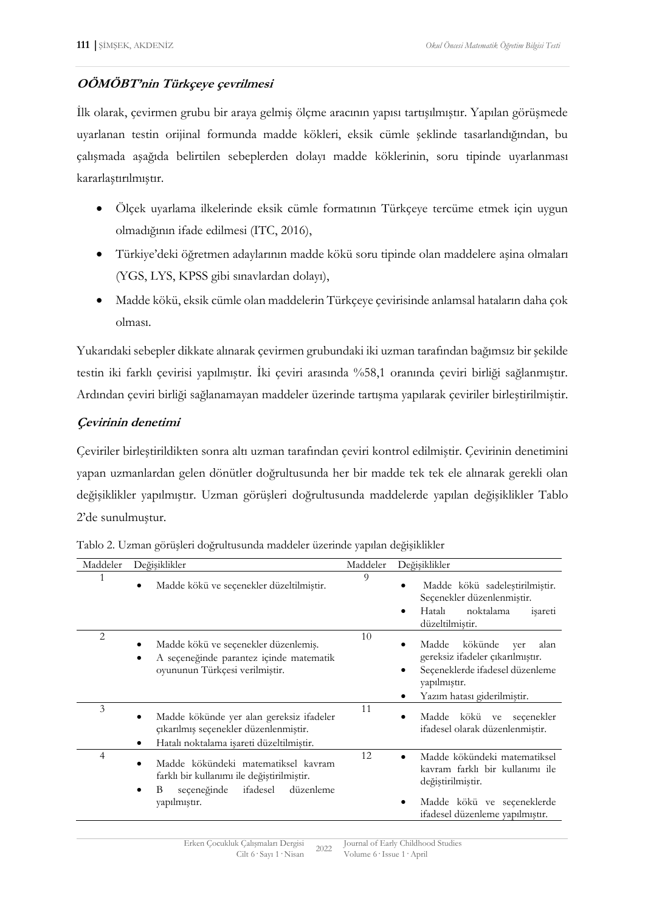### *OÖMÖBT'nin Türkçeye çevrilmesi*

İlk olarak, çevirmen grubu bir araya gelmiş ölçme aracının yapısı tartışılmıştır. Yapılan görüşmede uyarlanan testin orijinal formunda madde kökleri, eksik cümle şeklinde tasarlandığından, bu çalışmada aşağıda belirtilen sebeplerden dolayı madde köklerinin, soru tipinde uyarlanması kararlaştırılmıştır.

- Ölçek uyarlama ilkelerinde eksik cümle formatının Türkçeye tercüme etmek için uygun olmadığının ifade edilmesi (ITC, 2016),
- Türkiye'deki öğretmen adaylarının madde kökü soru tipinde olan maddelere aşina olmaları (YGS, LYS, KPSS gibi sınavlardan dolayı),
- Madde kökü, eksik cümle olan maddelerin Türkçeye çevirisinde anlamsal hataların daha çok olması.

Yukarıdaki sebepler dikkate alınarak çevirmen grubundaki iki uzman tarafından bağımsız bir şekilde testin iki farklı çevirisi yapılmıştır. İki çeviri arasında %58,1 oranında çeviri birliği sağlanmıştır. Ardından çeviri birliği sağlanamayan maddeler üzerinde tartışma yapılarak çeviriler birleştirilmiştir.

### *Çevirinin denetimi*

Çeviriler birleştirildikten sonra altı uzman tarafından çeviri kontrol edilmiştir. Çevirinin denetimini yapan uzmanlardan gelen dönütler doğrultusunda her bir madde tek tek ele alınarak gerekli olan değişiklikler yapılmıştır. Uzman görüşleri doğrultusunda maddelerde yapılan değişiklikler Tablo 2'de sunulmuştur.

Tablo 2. Uzman görüşleri doğrultusunda maddeler üzerinde yapılan değişiklikler

| Maddeler | Değişiklikler | Maddeler | Değişiklikler |
|---|---|---|---|
| 1 | • Madde kökü ve seçenekler düzeltilmiştir. | 9 | • Madde kökü sadeleştirilmiştir. Seçenekler düzenlenmiştir. <br> • Hatalı noktalama işareti düzeltilmiştir. |
| 2 | • Madde kökü ve seçenekler düzenlemiş. <br> • A seçeneğinde parantez içinde matematik oyununun Türkçesi verilmiştir. | 10 | • Madde kökünde yer alan gereksiz ifadeler çıkarılmıştır. <br> • Seçeneklerde ifadesel düzenleme yapılmıştır. <br> • Yazım hatası giderilmiştir. |
| 3 | • Madde kökünde yer alan gereksiz ifadeler çıkarılmış seçenekler düzenlenmiştir. <br> • Hatalı noktalama işareti düzeltilmiştir. | 11 | • Madde kökü ve seçenekler ifadesel olarak düzenlenmiştir. |
| 4 | • Madde kökündeki matematiksel kavram farklı bir kullanımı ile değiştirilmiştir. <br> • B seçeneğinde ifadesel düzenleme yapılmıştır. | 12 | • Madde kökündeki matematiksel kavram farklı bir kullanımı ile değiştirilmiştir. <br> • Madde kökü ve seçeneklerde ifadesel düzenleme yapılmıştır. |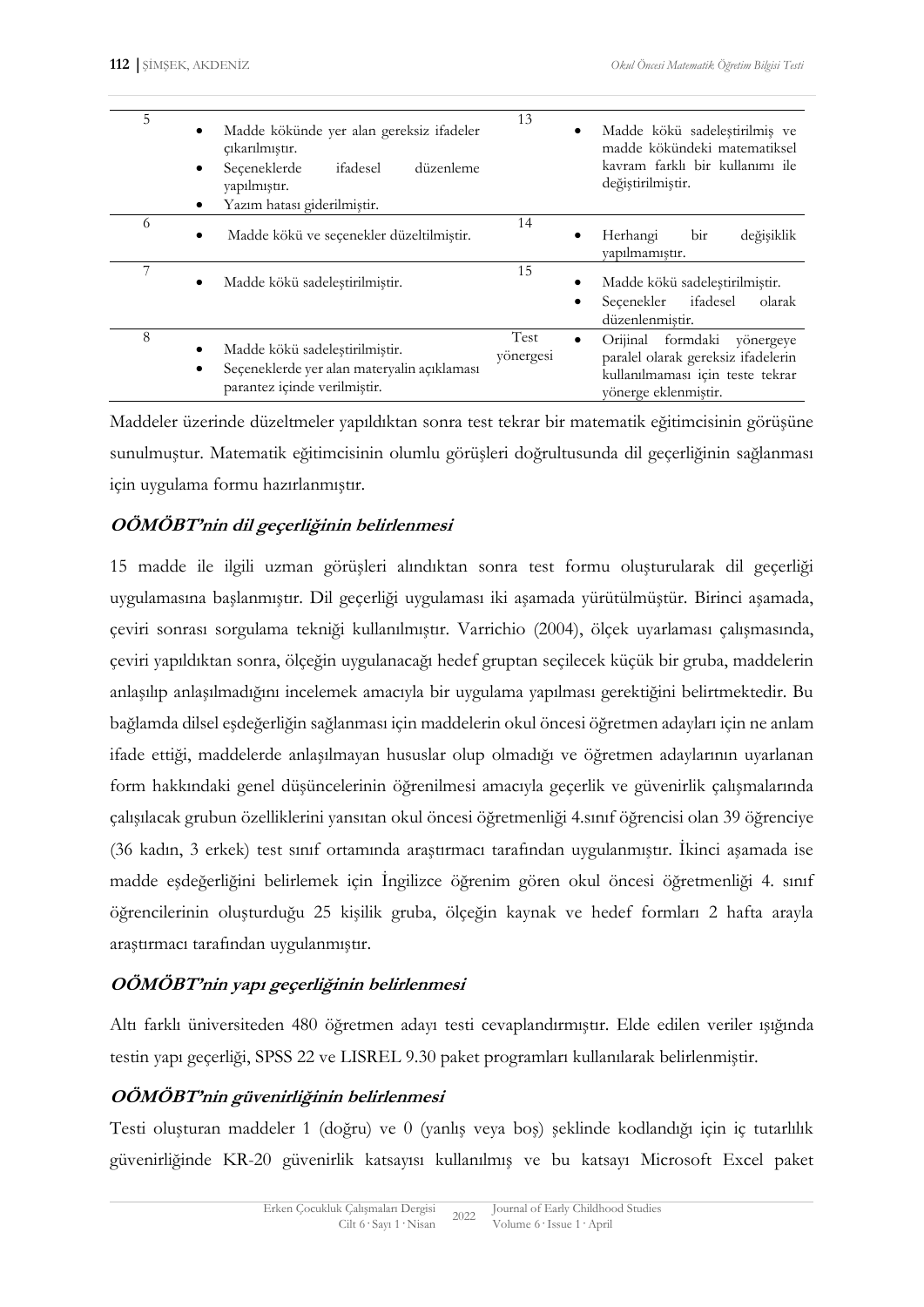| | | | |
|---|---|---|---|
| 5 | • Madde kökünde yer alan gereksiz ifadeler çıkarılmıştır.<br>• Seçeneklerde ifadesel düzenleme yapılmıştır.<br>• Yazım hatası giderilmiştir. | 13 | • Madde kökü sadeleştirilmiş ve madde kökündeki matematiksel kavram farklı bir kullanımı ile değiştirilmiştir. |
| 6 | • Madde kökü ve seçenekler düzeltilmiştir. | 14 | • Herhangi bir değişiklik yapılmamıştır. |
| 7 | • Madde kökü sadeleştirilmiştir. | 15 | • Madde kökü sadeleştirilmiştir.<br>• Seçenekler ifadesel olarak düzenlenmiştir. |
| 8 | • Madde kökü sadeleştirilmiştir.<br>• Seçeneklerde yer alan materyalin açıklaması parantez içinde verilmiştir. | Test yönergesi | • Orijinal formdaki yönergeye paralel olarak gereksiz ifadelerin kullanılmaması için teste tekrar yönerge eklenmiştir. |

Maddeler üzerinde düzeltmeler yapıldıktan sonra test tekrar bir matematik eğitimcisinin görüşüne sunulmuştur. Matematik eğitimcisinin olumlu görüşleri doğrultusunda dil geçerliğinin sağlanması için uygulama formu hazırlanmıştır.

#### *OÖMÖBT'nin dil geçerliğinin belirlenmesi*

15 madde ile ilgili uzman görüşleri alındıktan sonra test formu oluşturularak dil geçerliği uygulamasına başlanmıştır. Dil geçerliği uygulaması iki aşamada yürütülmüştür. Birinci aşamada, çeviri sonrası sorgulama tekniği kullanılmıştır. Varrichio (2004), ölçek uyarlaması çalışmasında, çeviri yapıldıktan sonra, ölçeğin uygulanacağı hedef gruptan seçilecek küçük bir gruba, maddelerin anlaşılıp anlaşılmadığını incelemek amacıyla bir uygulama yapılması gerektiğini belirtmektedir. Bu bağlamda dilsel eşdeğerliğin sağlanması için maddelerin okul öncesi öğretmen adayları için ne anlam ifade ettiği, maddelerde anlaşılmayan hususlar olup olmadığı ve öğretmen adaylarının uyarlanan form hakkındaki genel düşüncelerinin öğrenilmesi amacıyla geçerlik ve güvenirlik çalışmalarında çalışılacak grubun özelliklerini yansıtan okul öncesi öğretmenliği 4.sınıf öğrencisi olan 39 öğrenciye (36 kadın, 3 erkek) test sınıf ortamında araştırmacı tarafından uygulanmıştır. İkinci aşamada ise madde eşdeğerliğini belirlemek için İngilizce öğrenim gören okul öncesi öğretmenliği 4. sınıf öğrencilerinin oluşturduğu 25 kişilik gruba, ölçeğin kaynak ve hedef formları 2 hafta arayla araştırmacı tarafından uygulanmıştır.

#### *OÖMÖBT'nin yapı geçerliğinin belirlenmesi*

Altı farklı üniversiteden 480 öğretmen adayı testi cevaplandırmıştır. Elde edilen veriler ışığında testin yapı geçerliği, SPSS 22 ve LISREL 9.30 paket programları kullanılarak belirlenmiştir.

#### *OÖMÖBT'nin güvenirliğinin belirlenmesi*

Testi oluşturan maddeler 1 (doğru) ve 0 (yanlış veya boş) şeklinde kodlandığı için iç tutarlılık güvenirliğinde KR-20 güvenirlik katsayısı kullanılmış ve bu katsayı Microsoft Excel paket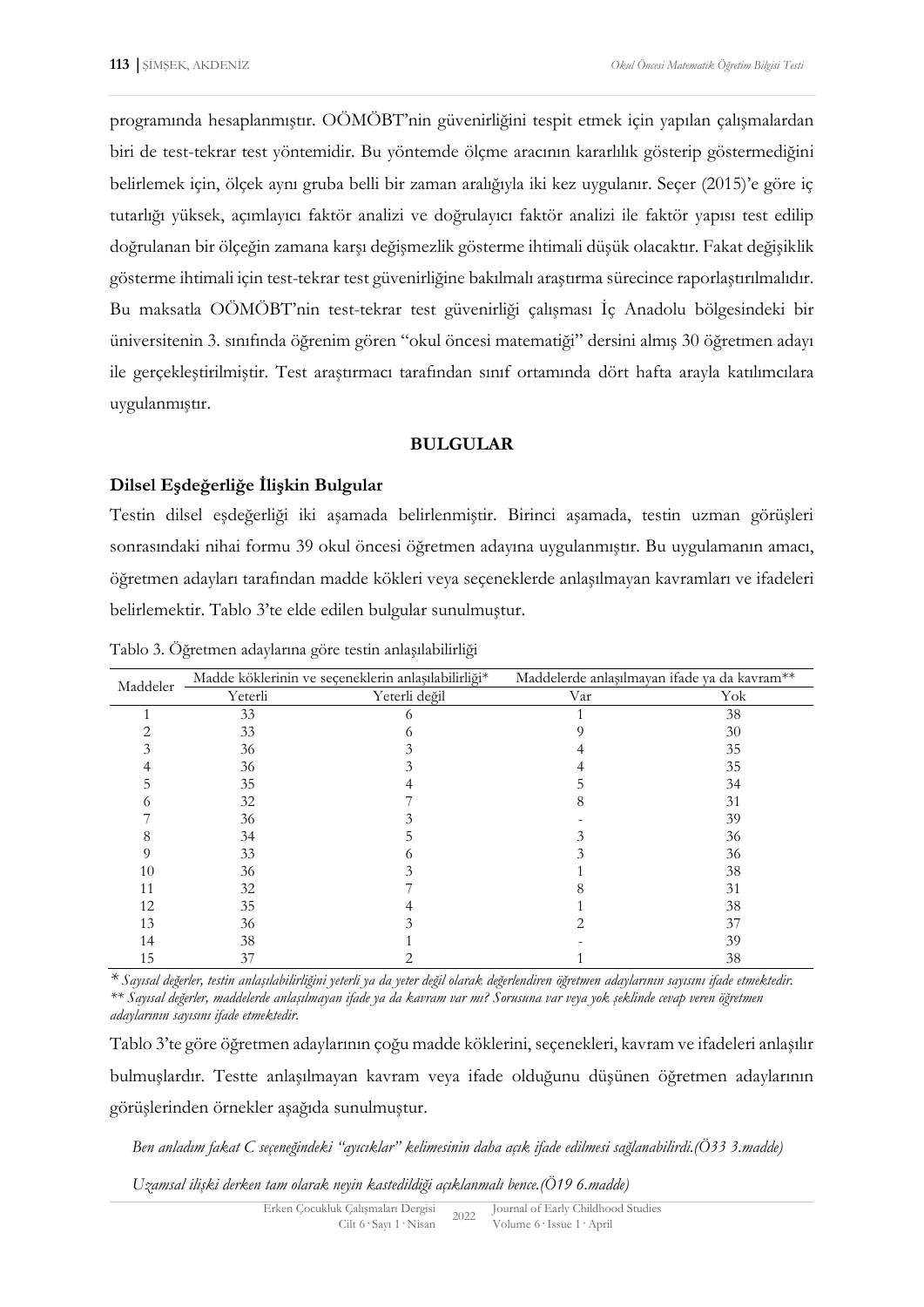programında hesaplanmıştır. OÖMÖBT'nin güvenirliğini tespit etmek için yapılan çalışmalardan biri de test-tekrar test yöntemidir. Bu yöntemde ölçme aracının kararlılık gösterip göstermediğini belirlemek için, ölçek aynı gruba belli bir zaman aralığıyla iki kez uygulanır. Seçer (2015)'e göre iç tutarlığı yüksek, açımlayıcı faktör analizi ve doğrulayıcı faktör analizi ile faktör yapısı test edilip doğrulanan bir ölçeğin zamana karşı değişmezlik gösterme ihtimali düşük olacaktır. Fakat değişiklik gösterme ihtimali için test-tekrar test güvenirliğine bakılmalı araştırma sürecince raporlaştırılmalıdır. Bu maksatla OÖMÖBT'nin test-tekrar test güvenirliği çalışması İç Anadolu bölgesindeki bir üniversitenin 3. sınıfında öğrenim gören "okul öncesi matematiği" dersini almış 30 öğretmen adayı ile gerçekleştirilmiştir. Test araştırmacı tarafından sınıf ortamında dört hafta arayla katılımcılara uygulanmıştır.

## BULGULAR

### Dilsel Eşdeğerliğe İlişkin Bulgular

Testin dilsel eşdeğerliği iki aşamada belirlenmiştir. Birinci aşamada, testin uzman görüşleri sonrasındaki nihai formu 39 okul öncesi öğretmen adayına uygulanmıştır. Bu uygulamanın amacı, öğretmen adayları tarafından madde kökleri veya seçeneklerde anlaşılmayan kavramları ve ifadeleri belirlemektir. Tablo 3'te elde edilen bulgular sunulmuştur.

Tablo 3. Öğretmen adaylarına göre testin anlaşılabilirliği

| Maddeler | Madde köklerinin ve seçeneklerin anlaşılabilirliği* | | Maddelerde anlaşılmayan ifade ya da kavram** | |
|---|---|---|---|---|
| | Yeterli | Yeterli değil | Var | Yok |
| 1 | 33 | 6 | 1 | 38 |
| 2 | 33 | 6 | 9 | 30 |
| 3 | 36 | 3 | 4 | 35 |
| 4 | 36 | 3 | 4 | 35 |
| 5 | 35 | 4 | 5 | 34 |
| 6 | 32 | 7 | 8 | 31 |
| 7 | 36 | 3 | - | 39 |
| 8 | 34 | 5 | 3 | 36 |
| 9 | 33 | 6 | 3 | 36 |
| 10 | 36 | 3 | 1 | 38 |
| 11 | 32 | 7 | 8 | 31 |
| 12 | 35 | 4 | 1 | 38 |
| 13 | 36 | 3 | 2 | 37 |
| 14 | 38 | 1 | - | 39 |
| 15 | 37 | 2 | 1 | 38 |

*\* Sayısal değerler, testin anlaşılabilirliğini yeterli ya da yeter değil olarak değerlendiren öğretmen adaylarının sayısını ifade etmektedir.*
*\*\* Sayısal değerler, maddelerde anlaşılmayan ifade ya da kavram var mı? Sorusuna var veya yok şeklinde cevap veren öğretmen adaylarının sayısını ifade etmektedir.*

Tablo 3'te göre öğretmen adaylarının çoğu madde köklerini, seçenekleri, kavram ve ifadeleri anlaşılır bulmuşlardır. Testte anlaşılmayan kavram veya ifade olduğunu düşünen öğretmen adaylarının görüşlerinden örnekler aşağıda sunulmuştur.

*Ben anladım fakat C seçeneğindeki "ayıcıklar" kelimesinin daha açık ifade edilmesi sağlanabilirdi.(Ö33 3.madde)*

*Uzamsal ilişki derken tam olarak neyin kastedildiği açıklanmalı bence.(Ö19 6.madde)*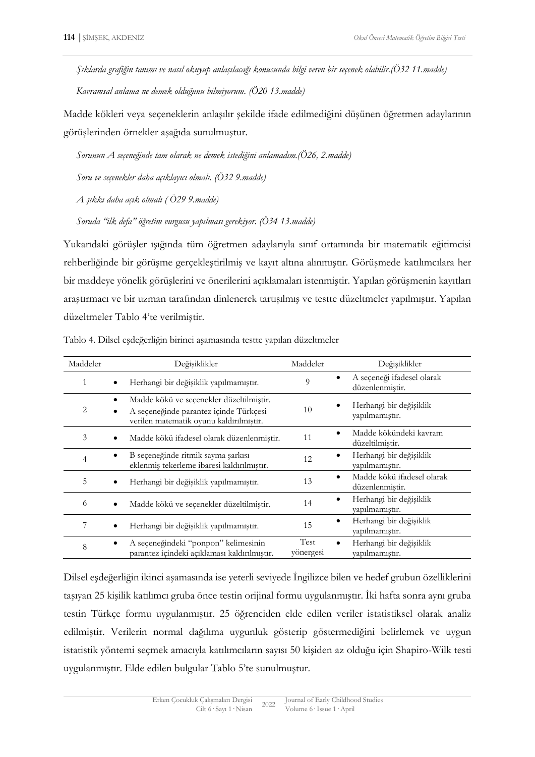*Şıklarda grafiğin tanımı ve nasıl okuyup anlaşılacağı konusunda bilgi veren bir seçenek olabilir.(Ö32 11.madde)*

*Kavramsal anlama ne demek olduğunu bilmiyorum. (Ö20 13.madde)*

Madde kökleri veya seçeneklerin anlaşılır şekilde ifade edilmediğini düşünen öğretmen adaylarının görüşlerinden örnekler aşağıda sunulmuştur.

*Sorunun A seçeneğinde tam olarak ne demek istediğini anlamadım.(Ö26, 2.madde)*

*Soru ve seçenekler daha açıklayıcı olmalı. (Ö32 9.madde)*

*A şıkkı daha açık olmalı ( Ö29 9.madde)*

*Soruda "ilk defa" öğretim vurgusu yapılması gerekiyor. (Ö34 13.madde)*

Yukarıdaki görüşler ışığında tüm öğretmen adaylarıyla sınıf ortamında bir matematik eğitimcisi rehberliğinde bir görüşme gerçekleştirilmiş ve kayıt altına alınmıştır. Görüşmede katılımcılara her bir maddeye yönelik görüşlerini ve önerilerini açıklamaları istenmiştir. Yapılan görüşmenin kayıtları araştırmacı ve bir uzman tarafından dinlenerek tartışılmış ve testte düzeltmeler yapılmıştır. Yapılan düzeltmeler Tablo 4'te verilmiştir.

Tablo 4. Dilsel eşdeğerliğin birinci aşamasında testte yapılan düzeltmeler

| Maddeler | Değişiklikler | Maddeler | Değişiklikler |
|---|---|---|---|
| 1 | • Herhangi bir değişiklik yapılmamıştır. | 9 | • A seçeneği ifadesel olarak düzenlenmiştir. |
| 2 | • Madde kökü ve seçenekler düzeltilmiştir.<br>• A seçeneğinde parantez içinde Türkçesi verilen matematik oyunu kaldırılmıştır. | 10 | • Herhangi bir değişiklik yapılmamıştır. |
| 3 | • Madde kökü ifadesel olarak düzenlenmiştir. | 11 | • Madde kökündeki kavram düzeltilmiştir. |
| 4 | • B seçeneğinde ritmik sayma şarkısı eklenmiş tekerleme ibaresi kaldırılmıştır. | 12 | • Herhangi bir değişiklik yapılmamıştır. |
| 5 | • Herhangi bir değişiklik yapılmamıştır. | 13 | • Madde kökü ifadesel olarak düzenlenmiştir. |
| 6 | • Madde kökü ve seçenekler düzeltilmiştir. | 14 | • Herhangi bir değişiklik yapılmamıştır. |
| 7 | • Herhangi bir değişiklik yapılmamıştır. | 15 | • Herhangi bir değişiklik yapılmamıştır. |
| 8 | • A seçeneğindeki "ponpon" kelimesinin parantez içindeki açıklaması kaldırılmıştır. | Test yönergesi | • Herhangi bir değişiklik yapılmamıştır. |

Dilsel eşdeğerliğin ikinci aşamasında ise yeterli seviyede İngilizce bilen ve hedef grubun özelliklerini taşıyan 25 kişilik katılımcı gruba önce testin orijinal formu uygulanmıştır. İki hafta sonra aynı gruba testin Türkçe formu uygulanmıştır. 25 öğrenciden elde edilen veriler istatistiksel olarak analiz edilmiştir. Verilerin normal dağılıma uygunluk gösterip göstermediğini belirlemek ve uygun istatistik yöntemi seçmek amacıyla katılımcıların sayısı 50 kişiden az olduğu için Shapiro-Wilk testi uygulanmıştır. Elde edilen bulgular Tablo 5'te sunulmuştur.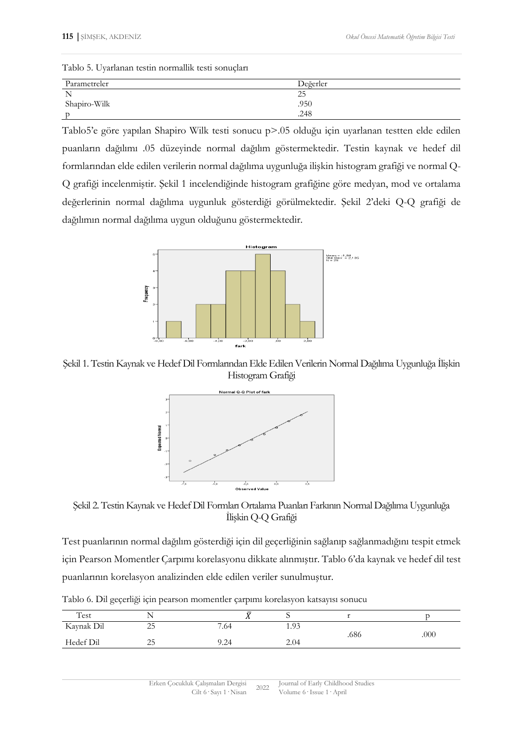Tablo 5. Uyarlanan testin normallik testi sonuçları

| Parametreler | Değerler |
|---|---|
| N | 25 |
| Shapiro-Wilk | .950 |
| p | .248 |

Tablo5'e göre yapılan Shapiro Wilk testi sonucu p>.05 olduğu için uyarlanan testten elde edilen puanların dağılımı .05 düzeyinde normal dağılım göstermektedir. Testin kaynak ve hedef dil formlarından elde edilen verilerin normal dağılıma uygunluğa ilişkin histogram grafiği ve normal Q-Q grafiği incelenmiştir. Şekil 1 incelendiğinde histogram grafiğine göre medyan, mod ve ortalama değerlerinin normal dağılıma uygunluk gösterdiği görülmektedir. Şekil 2'deki Q-Q grafiği de dağılımın normal dağılıma uygun olduğunu göstermektedir.

Şekil 1. Testin Kaynak ve Hedef Dil Formlarından Elde Edilen Verilerin Normal Dağılıma Uygunluğa İlişkin Histogram Grafiği

Şekil 2. Testin Kaynak ve Hedef Dil Formları Ortalama Puanları Farkının Normal Dağılıma Uygunluğa İlişkin Q-Q Grafiği

Test puanlarının normal dağılım gösterdiği için dil geçerliğinin sağlanıp sağlanmadığını tespit etmek için Pearson Momentler Çarpımı korelasyonu dikkate alınmıştır. Tablo 6'da kaynak ve hedef dil test puanlarının korelasyon analizinden elde edilen veriler sunulmuştur.

Tablo 6. Dil geçerliği için pearson momentler çarpımı korelasyon katsayısı sonucu

| Test | N | $\bar{X}$ | S | r | p |
|---|---|---|---|---|---|
| Kaynak Dil | 25 | 7.64 | 1.93 | .686 | .000 |
| Hedef Dil | 25 | 9.24 | 2.04 | | |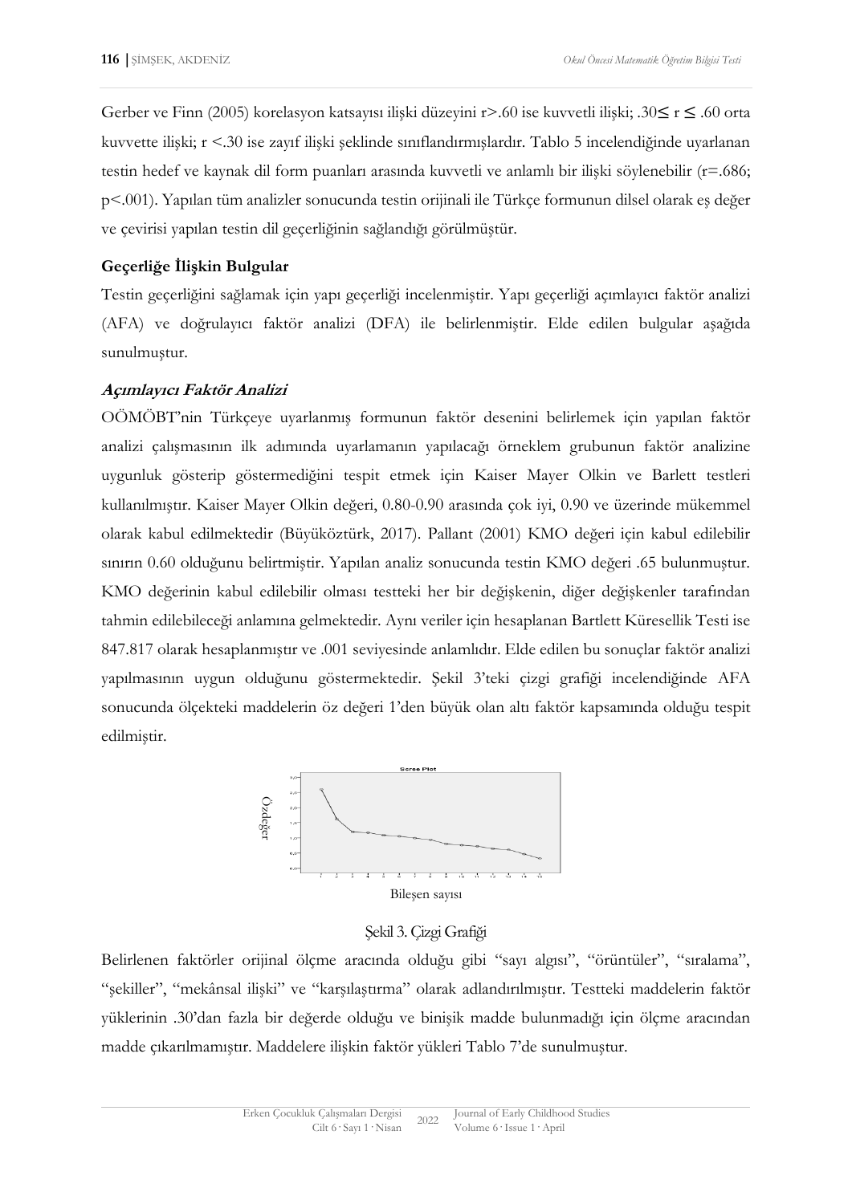Gerber ve Finn (2005) korelasyon katsayısı ilişki düzeyini r>.60 ise kuvvetli ilişki; .30≤ r ≤ .60 orta kuvvette ilişki; r <.30 ise zayıf ilişki şeklinde sınıflandırmışlardır. Tablo 5 incelendiğinde uyarlanan testin hedef ve kaynak dil form puanları arasında kuvvetli ve anlamlı bir ilişki söylenebilir (r=.686; p<.001). Yapılan tüm analizler sonucunda testin orijinali ile Türkçe formunun dilsel olarak eş değer ve çevirisi yapılan testin dil geçerliğinin sağlandığı görülmüştür.

### Geçerliğe İlişkin Bulgular

Testin geçerliğini sağlamak için yapı geçerliği incelenmiştir. Yapı geçerliği açımlayıcı faktör analizi (AFA) ve doğrulayıcı faktör analizi (DFA) ile belirlenmiştir. Elde edilen bulgular aşağıda sunulmuştur.

#### *Açımlayıcı Faktör Analizi*

OÖMÖBT'nin Türkçeye uyarlanmış formunun faktör desenini belirlemek için yapılan faktör analizi çalışmasının ilk adımında uyarlamanın yapılacağı örneklem grubunun faktör analizine uygunluk gösterip göstermediğini tespit etmek için Kaiser Mayer Olkin ve Barlett testleri kullanılmıştır. Kaiser Mayer Olkin değeri, 0.80-0.90 arasında çok iyi, 0.90 ve üzerinde mükemmel olarak kabul edilmektedir (Büyüköztürk, 2017). Pallant (2001) KMO değeri için kabul edilebilir sınırın 0.60 olduğunu belirtmiştir. Yapılan analiz sonucunda testin KMO değeri .65 bulunmuştur. KMO değerinin kabul edilebilir olması testteki her bir değişkenin, diğer değişkenler tarafından tahmin edilebileceği anlamına gelmektedir. Aynı veriler için hesaplanan Bartlett Küresellik Testi ise 847.817 olarak hesaplanmıştır ve .001 seviyesinde anlamlıdır. Elde edilen bu sonuçlar faktör analizi yapılmasının uygun olduğunu göstermektedir. Şekil 3'teki çizgi grafiği incelendiğinde AFA sonucunda ölçekteki maddelerin öz değeri 1'den büyük olan altı faktör kapsamında olduğu tespit edilmiştir.

Şekil 3. Çizgi Grafiği

Belirlenen faktörler orijinal ölçme aracında olduğu gibi "sayı algısı", "örüntüler", "sıralama", "şekiller", "mekânsal ilişki" ve "karşılaştırma" olarak adlandırılmıştır. Testteki maddelerin faktör yüklerinin .30'dan fazla bir değerde olduğu ve binişik madde bulunmadığı için ölçme aracından madde çıkarılmamıştır. Maddelere ilişkin faktör yükleri Tablo 7'de sunulmuştur.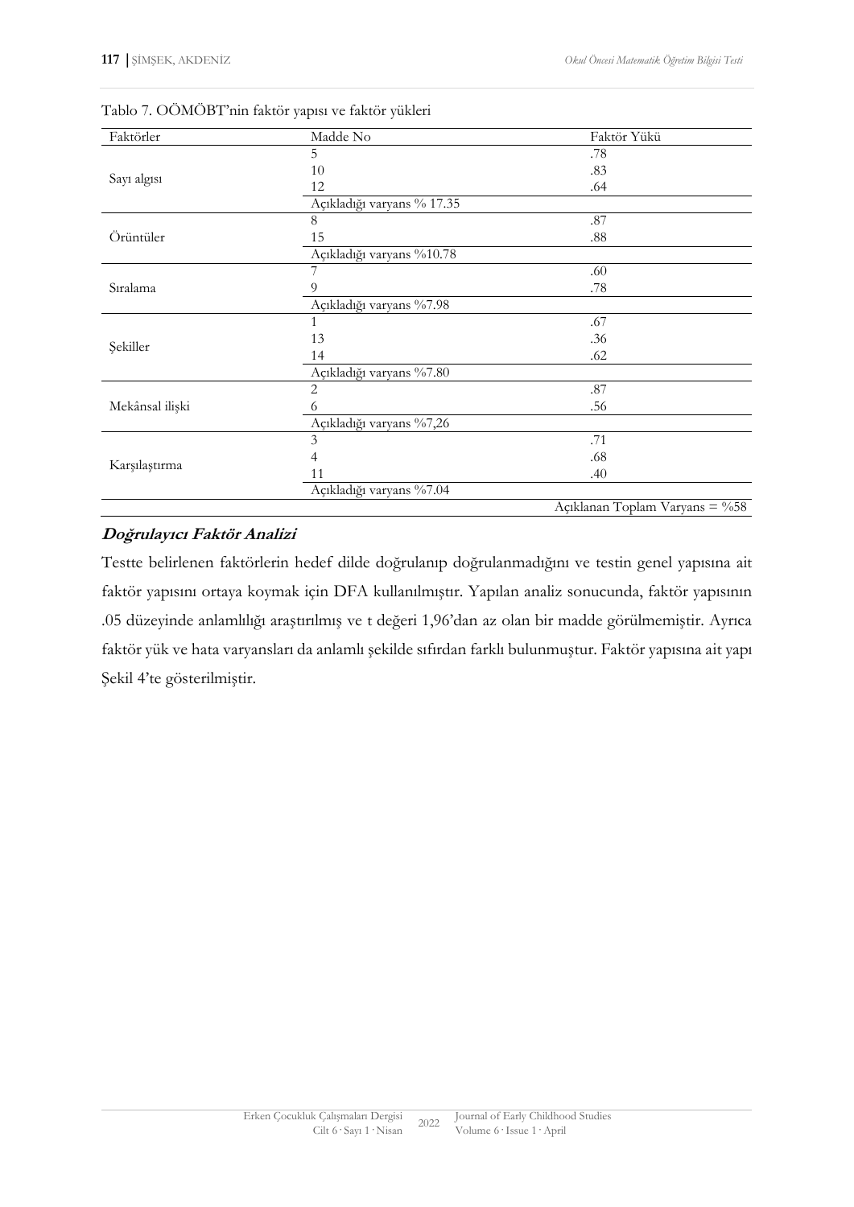Tablo 7. OÖMÖBT'nin faktör yapısı ve faktör yükleri

| Faktörler | Madde No | Faktör Yükü |
|---|---|---|
| Sayı algısı | 5 | .78 |
| | 10 | .83 |
| | 12 | .64 |
| | Açıkladığı varyans % 17.35 | |
| Örüntüler | 8 | .87 |
| | 15 | .88 |
| | Açıkladığı varyans %10.78 | |
| Sıralama | 7 | .60 |
| | 9 | .78 |
| | Açıkladığı varyans %7.98 | |
| Şekiller | 1 | .67 |
| | 13 | .36 |
| | 14 | .62 |
| | Açıkladığı varyans %7.80 | |
| Mekânsal ilişki | 2 | .87 |
| | 6 | .56 |
| | Açıkladığı varyans %7,26 | |
| Karşılaştırma | 3 | .71 |
| | 4 | .68 |
| | 11 | .40 |
| | Açıkladığı varyans %7.04 | |
| | | Açıklanan Toplam Varyans = %58 |

### *Doğrulayıcı Faktör Analizi*

Testte belirlenen faktörlerin hedef dilde doğrulanıp doğrulanmadığını ve testin genel yapısına ait faktör yapısını ortaya koymak için DFA kullanılmıştır. Yapılan analiz sonucunda, faktör yapısının .05 düzeyinde anlamlılığı araştırılmış ve t değeri 1,96'dan az olan bir madde görülmemiştir. Ayrıca faktör yük ve hata varyansları da anlamlı şekilde sıfırdan farklı bulunmuştur. Faktör yapısına ait yapı Şekil 4'te gösterilmiştir.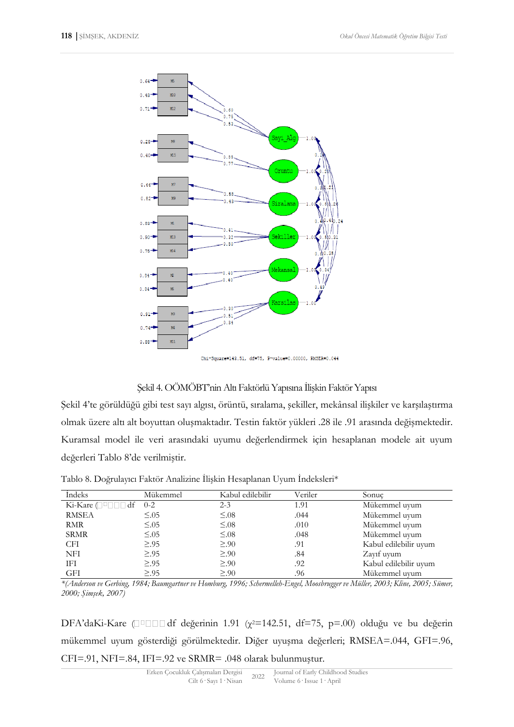Şekil 4. OÖMÖBT'nin Altı Faktörlü Yapısına İlişkin Faktör Yapısı

Şekil 4'te görüldüğü gibi test sayı algısı, örüntü, sıralama, şekiller, mekânsal ilişkiler ve karşılaştırma olmak üzere altı alt boyuttan oluşmaktadır. Testin faktör yükleri .28 ile .91 arasında değişmektedir. Kuramsal model ile veri arasındaki uyumu değerlendirmek için hesaplanan modele ait uyum değerleri Tablo 8'de verilmiştir.

Tablo 8. Doğrulayıcı Faktör Analizine İlişkin Hesaplanan Uyum İndeksleri*

| İndeks | Mükemmel | Kabul edilebilir | Veriler | Sonuç |
|---|---|---|---|---|
| Ki-Kare ($\chi^2$/df) | 0-2 | 2-3 | 1.91 | Mükemmel uyum |
| RMSEA | ≤.05 | ≤.08 | .044 | Mükemmel uyum |
| RMR | ≤.05 | ≤.08 | .010 | Mükemmel uyum |
| SRMR | ≤.05 | ≤.08 | .048 | Mükemmel uyum |
| CFI | ≥.95 | ≥.90 | .91 | Kabul edilebilir uyum |
| NFI | ≥.95 | ≥.90 | .84 | Zayıf uyum |
| IFI | ≥.95 | ≥.90 | .92 | Kabul edilebilir uyum |
| GFI | ≥.95 | ≥.90 | .96 | Mükemmel uyum |

*(Anderson ve Gerbing, 1984; Baumgartner ve Homburg, 1996; Schermelleh-Engel, Moosbrugger ve Müller, 2003; Kline, 2005; Sümer, 2000; Şimşek, 2007)*

DFA'daKi-Kare ($\chi^2$/df değerinin 1.91 ($\chi^2$=142.51, df=75, p=.00) olduğu ve bu değerin mükemmel uyum gösterdiği görülmektedir. Diğer uyuşma değerleri; RMSEA=.044, GFI=.96, CFI=.91, NFI=.84, IFI=.92 ve SRMR= .048 olarak bulunmuştur.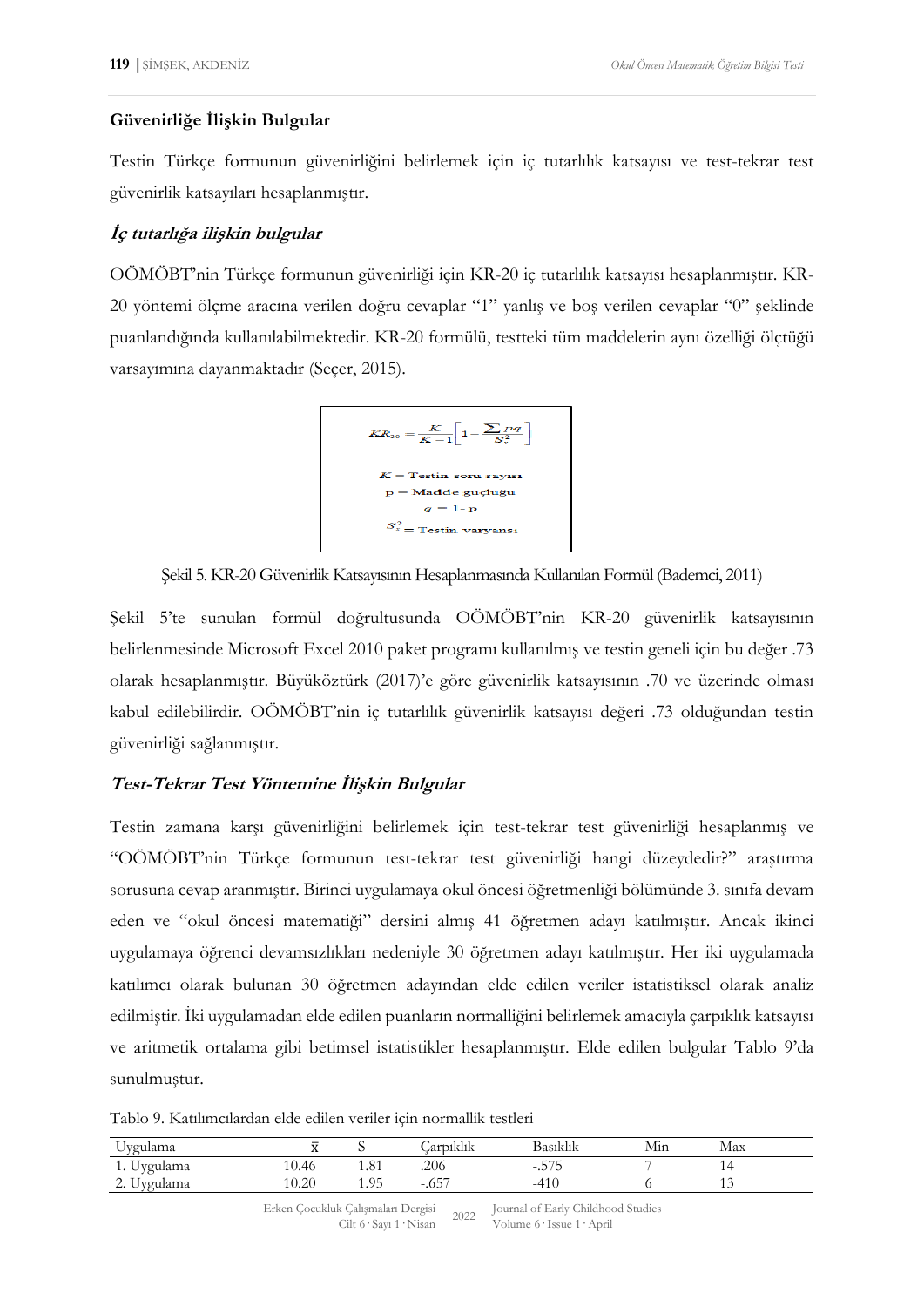## Güvenirliğe İlişkin Bulgular

Testin Türkçe formunun güvenirliğini belirlemek için iç tutarlılık katsayısı ve test-tekrar test güvenirlik katsayıları hesaplanmıştır.

### *İç tutarlığa ilişkin bulgular*

OÖMÖBT'nin Türkçe formunun güvenirliği için KR-20 iç tutarlılık katsayısı hesaplanmıştır. KR-20 yöntemi ölçme aracına verilen doğru cevaplar "1" yanlış ve boş verilen cevaplar "0" şeklinde puanlandığında kullanılabilmektedir. KR-20 formülü, testteki tüm maddelerin aynı özelliği ölçtüğü varsayımına dayanmaktadır (Seçer, 2015).

$$KR_{20} = \frac{K}{K-1}\left[1 - \frac{\sum pq}{S_x^2}\right]$$

$K$ = Testin soru sayısı

p = Madde güçlüğü

$q = 1 - p$

$S_x^2$ = Testin varyansı

Şekil 5. KR-20 Güvenirlik Katsayısının Hesaplanmasında Kullanılan Formül (Bademci, 2011)

Şekil 5'te sunulan formül doğrultusunda OÖMÖBT'nin KR-20 güvenirlik katsayısının belirlenmesinde Microsoft Excel 2010 paket programı kullanılmış ve testin geneli için bu değer .73 olarak hesaplanmıştır. Büyüköztürk (2017)'e göre güvenirlik katsayısının .70 ve üzerinde olması kabul edilebilirdir. OÖMÖBT'nin iç tutarlılık güvenirlik katsayısı değeri .73 olduğundan testin güvenirliği sağlanmıştır.

### *Test-Tekrar Test Yöntemine İlişkin Bulgular*

Testin zamana karşı güvenirliğini belirlemek için test-tekrar test güvenirliği hesaplanmış ve "OÖMÖBT'nin Türkçe formunun test-tekrar test güvenirliği hangi düzeydedir?" araştırma sorusuna cevap aranmıştır. Birinci uygulamaya okul öncesi öğretmenliği bölümünde 3. sınıfa devam eden ve "okul öncesi matematiği" dersini almış 41 öğretmen adayı katılmıştır. Ancak ikinci uygulamaya öğrenci devamsızlıkları nedeniyle 30 öğretmen adayı katılmıştır. Her iki uygulamada katılımcı olarak bulunan 30 öğretmen adayından elde edilen veriler istatistiksel olarak analiz edilmiştir. İki uygulamadan elde edilen puanların normalliğini belirlemek amacıyla çarpıklık katsayısı ve aritmetik ortalama gibi betimsel istatistikler hesaplanmıştır. Elde edilen bulgular Tablo 9'da sunulmuştur.

Tablo 9. Katılımcılardan elde edilen veriler için normallik testleri

| Uygulama | $\bar{x}$ | S | Çarpıklık | Basıklık | Min | Max |
|---|---|---|---|---|---|---|
| 1. Uygulama | 10.46 | 1.81 | .206 | -.575 | 7 | 14 |
| 2. Uygulama | 10.20 | 1.95 | -.657 | -410 | 6 | 13 |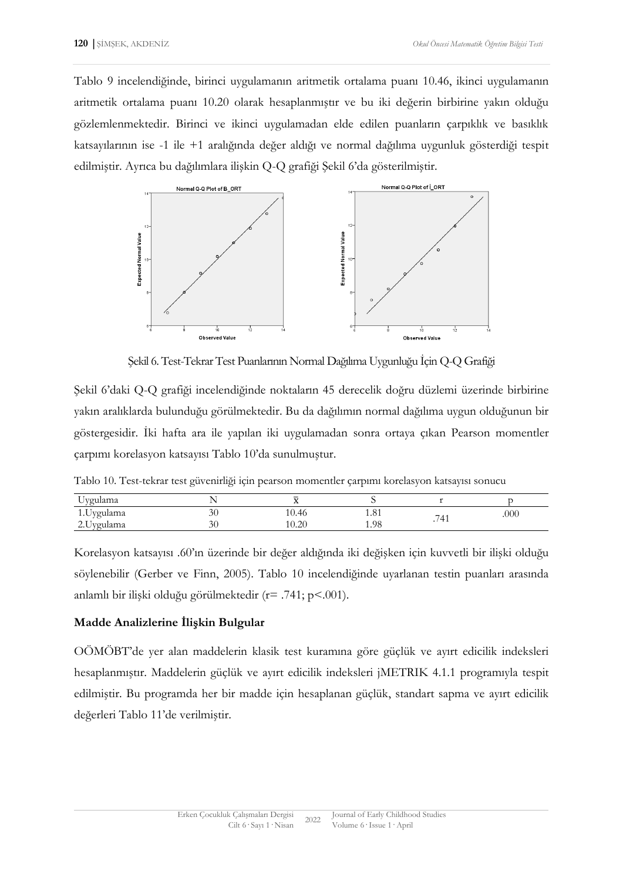Tablo 9 incelendiğinde, birinci uygulamanın aritmetik ortalama puanı 10.46, ikinci uygulamanın aritmetik ortalama puanı 10.20 olarak hesaplanmıştır ve bu iki değerin birbirine yakın olduğu gözlemlenmektedir. Birinci ve ikinci uygulamadan elde edilen puanların çarpıklık ve basıklık katsayılarının ise -1 ile +1 aralığında değer aldığı ve normal dağılıma uygunluk gösterdiği tespit edilmiştir. Ayrıca bu dağılımlara ilişkin Q-Q grafiği Şekil 6'da gösterilmiştir.

Şekil 6. Test-Tekrar Test Puanlarının Normal Dağılıma Uygunluğu İçin Q-Q Grafiği

Şekil 6'daki Q-Q grafiği incelendiğinde noktaların 45 derecelik doğru düzlemi üzerinde birbirine yakın aralıklarda bulunduğu görülmektedir. Bu da dağılımın normal dağılıma uygun olduğunun bir göstergesidir. İki hafta ara ile yapılan iki uygulamadan sonra ortaya çıkan Pearson momentler çarpımı korelasyon katsayısı Tablo 10'da sunulmuştur.

Tablo 10. Test-tekrar test güvenirliği için pearson momentler çarpımı korelasyon katsayısı sonucu

| Uygulama | N | $\bar{x}$ | S | r | p |
|---|---|---|---|---|---|
| 1.Uygulama | 30 | 10.46 | 1.81 | .741 | .000 |
| 2.Uygulama | 30 | 10.20 | 1.98 | | |

Korelasyon katsayısı .60'ın üzerinde bir değer aldığında iki değişken için kuvvetli bir ilişki olduğu söylenebilir (Gerber ve Finn, 2005). Tablo 10 incelendiğinde uyarlanan testin puanları arasında anlamlı bir ilişki olduğu görülmektedir ($r= .741$; $p<.001$).

**Madde Analizlerine İlişkin Bulgular**

OÖMÖBT'de yer alan maddelerin klasik test kuramına göre güçlük ve ayırt edicilik indeksleri hesaplanmıştır. Maddelerin güçlük ve ayırt edicilik indeksleri jMETRIK 4.1.1 programıyla tespit edilmiştir. Bu programda her bir madde için hesaplanan güçlük, standart sapma ve ayırt edicilik değerleri Tablo 11'de verilmiştir.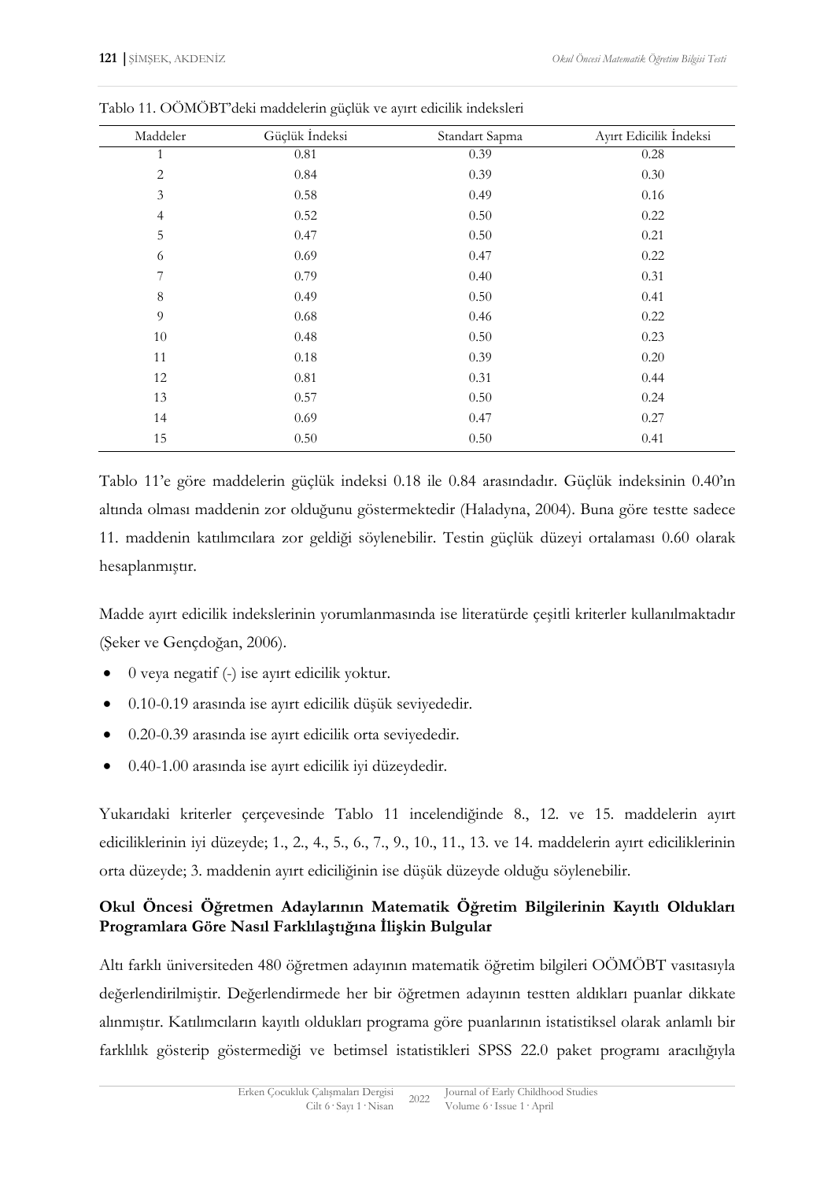Tablo 11. OÖMÖBT'deki maddelerin güçlük ve ayırt edicilik indeksleri

| Maddeler | Güçlük İndeksi | Standart Sapma | Ayırt Edicilik İndeksi |
|---|---|---|---|
| 1 | 0.81 | 0.39 | 0.28 |
| 2 | 0.84 | 0.39 | 0.30 |
| 3 | 0.58 | 0.49 | 0.16 |
| 4 | 0.52 | 0.50 | 0.22 |
| 5 | 0.47 | 0.50 | 0.21 |
| 6 | 0.69 | 0.47 | 0.22 |
| 7 | 0.79 | 0.40 | 0.31 |
| 8 | 0.49 | 0.50 | 0.41 |
| 9 | 0.68 | 0.46 | 0.22 |
| 10 | 0.48 | 0.50 | 0.23 |
| 11 | 0.18 | 0.39 | 0.20 |
| 12 | 0.81 | 0.31 | 0.44 |
| 13 | 0.57 | 0.50 | 0.24 |
| 14 | 0.69 | 0.47 | 0.27 |
| 15 | 0.50 | 0.50 | 0.41 |

Tablo 11'e göre maddelerin güçlük indeksi 0.18 ile 0.84 arasındadır. Güçlük indeksinin 0.40'ın altında olması maddenin zor olduğunu göstermektedir (Haladyna, 2004). Buna göre testte sadece 11. maddenin katılımcılara zor geldiği söylenebilir. Testin güçlük düzeyi ortalaması 0.60 olarak hesaplanmıştır.

Madde ayırt edicilik indekslerinin yorumlanmasında ise literatürde çeşitli kriterler kullanılmaktadır (Şeker ve Gençdoğan, 2006).

- 0 veya negatif (-) ise ayırt edicilik yoktur.
- 0.10-0.19 arasında ise ayırt edicilik düşük seviyededir.
- 0.20-0.39 arasında ise ayırt edicilik orta seviyededir.
- 0.40-1.00 arasında ise ayırt edicilik iyi düzeydedir.

Yukarıdaki kriterler çerçevesinde Tablo 11 incelendiğinde 8., 12. ve 15. maddelerin ayırt ediciliklerinin iyi düzeyde; 1., 2., 4., 5., 6., 7., 9., 10., 11., 13. ve 14. maddelerin ayırt ediciliklerinin orta düzeyde; 3. maddenin ayırt ediciliğinin ise düşük düzeyde olduğu söylenebilir.

### Okul Öncesi Öğretmen Adaylarının Matematik Öğretim Bilgilerinin Kayıtlı Oldukları Programlara Göre Nasıl Farklılaştığına İlişkin Bulgular

Altı farklı üniversiteden 480 öğretmen adayının matematik öğretim bilgileri OÖMÖBT vasıtasıyla değerlendirilmiştir. Değerlendirmede her bir öğretmen adayının testten aldıkları puanlar dikkate alınmıştır. Katılımcıların kayıtlı oldukları programa göre puanlarının istatistiksel olarak anlamlı bir farklılık gösterip göstermediği ve betimsel istatistikleri SPSS 22.0 paket programı aracılığıyla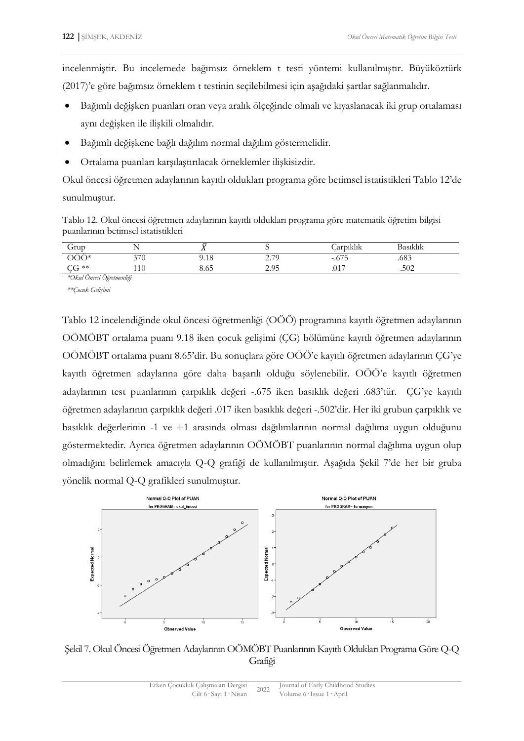incelenmiştir. Bu incelemede bağımsız örneklem t testi yöntemi kullanılmıştır. Büyüköztürk (2017)'e göre bağımsız örneklem t testinin seçilebilmesi için aşağıdaki şartlar sağlanmalıdır.

- Bağımlı değişken puanları oran veya aralık ölçeğinde olmalı ve kıyaslanacak iki grup ortalaması aynı değişken ile ilişkili olmalıdır.
- Bağımlı değişkene bağlı dağılım normal dağılım göstermelidir.
- Ortalama puanları karşılaştırılacak örneklemler ilişkisizdir.

Okul öncesi öğretmen adaylarının kayıtlı oldukları programa göre betimsel istatistikleri Tablo 12'de sunulmuştur.

Tablo 12. Okul öncesi öğretmen adaylarının kayıtlı oldukları programa göre matematik öğretim bilgisi puanlarının betimsel istatistikleri

| Grup | N | $\bar{X}$ | S | Çarpıklık | Basıklık |
|---|---|---|---|---|---|
| OÖÖ* | 370 | 9.18 | 2.79 | -.675 | .683 |
| ÇG ** | 110 | 8.65 | 2.95 | .017 | -.502 |

*Okul Öncesi Öğretmenliği*

***Çocuk Gelişimi*

Tablo 12 incelendiğinde okul öncesi öğretmenliği (OÖÖ) programına kayıtlı öğretmen adaylarının OÖMÖBT ortalama puanı 9.18 iken çocuk gelişimi (ÇG) bölümüne kayıtlı öğretmen adaylarının OÖMÖBT ortalama puanı 8.65'dir. Bu sonuçlara göre OÖÖ'e kayıtlı öğretmen adaylarının ÇG'ye kayıtlı öğretmen adaylarına göre daha başarılı olduğu söylenebilir. OÖÖ'e kayıtlı öğretmen adaylarının test puanlarının çarpıklık değeri -.675 iken basıklık değeri .683'tür. ÇG'ye kayıtlı öğretmen adaylarının çarpıklık değeri .017 iken basıklık değeri -.502'dir. Her iki grubun çarpıklık ve basıklık değerlerinin -1 ve +1 arasında olması dağılımlarının normal dağılıma uygun olduğunu göstermektedir. Ayrıca öğretmen adaylarının OÖMÖBT puanlarının normal dağılıma uygun olup olmadığını belirlemek amacıyla Q-Q grafiği de kullanılmıştır. Aşağıda Şekil 7'de her bir gruba yönelik normal Q-Q grafikleri sunulmuştur.

Şekil 7. Okul Öncesi Öğretmen Adaylarının OÖMÖBT Puanlarının Kayıtlı Oldukları Programa Göre Q-Q Grafiği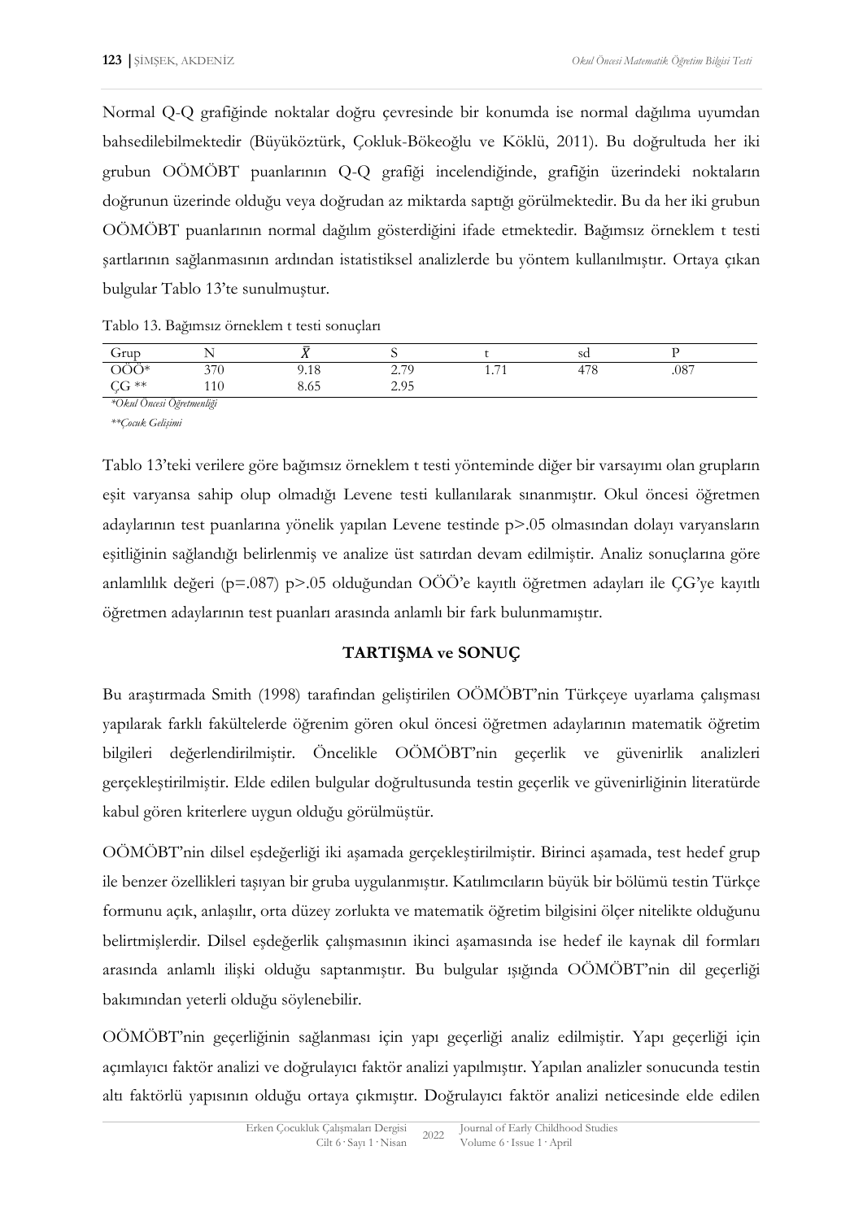Normal Q-Q grafiğinde noktalar doğru çevresinde bir konumda ise normal dağılıma uyumdan bahsedilebilmektedir (Büyüköztürk, Çokluk-Bökeoğlu ve Köklü, 2011). Bu doğrultuda her iki grubun OÖMÖBT puanlarının Q-Q grafiği incelendiğinde, grafiğin üzerindeki noktaların doğrunun üzerinde olduğu veya doğrudan az miktarda saptığı görülmektedir. Bu da her iki grubun OÖMÖBT puanlarının normal dağılım gösterdiğini ifade etmektedir. Bağımsız örneklem t testi şartlarının sağlanmasının ardından istatistiksel analizlerde bu yöntem kullanılmıştır. Ortaya çıkan bulgular Tablo 13'te sunulmuştur.

Tablo 13. Bağımsız örneklem t testi sonuçları

| Grup | N | $\bar{X}$ | S | t | sd | P |
|---|---|---|---|---|---|---|
| OÖÖ* | 370 | 9.18 | 2.79 | 1.71 | 478 | .087 |
| ÇG ** | 110 | 8.65 | 2.95 | | | |

*\*Okul Öncesi Öğretmenliği*

*\*\*Çocuk Gelişimi*

Tablo 13'teki verilere göre bağımsız örneklem t testi yönteminde diğer bir varsayımı olan grupların eşit varyansa sahip olup olmadığı Levene testi kullanılarak sınanmıştır. Okul öncesi öğretmen adaylarının test puanlarına yönelik yapılan Levene testinde p>.05 olmasından dolayı varyansların eşitliğinin sağlandığı belirlenmiş ve analize üst satırdan devam edilmiştir. Analiz sonuçlarına göre anlamlılık değeri (p=.087) p>.05 olduğundan OÖÖ'e kayıtlı öğretmen adayları ile ÇG'ye kayıtlı öğretmen adaylarının test puanları arasında anlamlı bir fark bulunmamıştır.

## TARTIŞMA ve SONUÇ

Bu araştırmada Smith (1998) tarafından geliştirilen OÖMÖBT'nin Türkçeye uyarlama çalışması yapılarak farklı fakültelerde öğrenim gören okul öncesi öğretmen adaylarının matematik öğretim bilgileri değerlendirilmiştir. Öncelikle OÖMÖBT'nin geçerlik ve güvenirlik analizleri gerçekleştirilmiştir. Elde edilen bulgular doğrultusunda testin geçerlik ve güvenirliğinin literatürde kabul gören kriterlere uygun olduğu görülmüştür.

OÖMÖBT'nin dilsel eşdeğerliği iki aşamada gerçekleştirilmiştir. Birinci aşamada, test hedef grup ile benzer özellikleri taşıyan bir gruba uygulanmıştır. Katılımcıların büyük bir bölümü testin Türkçe formunu açık, anlaşılır, orta düzey zorlukta ve matematik öğretim bilgisini ölçer nitelikte olduğunu belirtmişlerdir. Dilsel eşdeğerlik çalışmasının ikinci aşamasında ise hedef ile kaynak dil formları arasında anlamlı ilişki olduğu saptanmıştır. Bu bulgular ışığında OÖMÖBT'nin dil geçerliği bakımından yeterli olduğu söylenebilir.

OÖMÖBT'nin geçerliğinin sağlanması için yapı geçerliği analiz edilmiştir. Yapı geçerliği için açımlayıcı faktör analizi ve doğrulayıcı faktör analizi yapılmıştır. Yapılan analizler sonucunda testin altı faktörlü yapısının olduğu ortaya çıkmıştır. Doğrulayıcı faktör analizi neticesinde elde edilen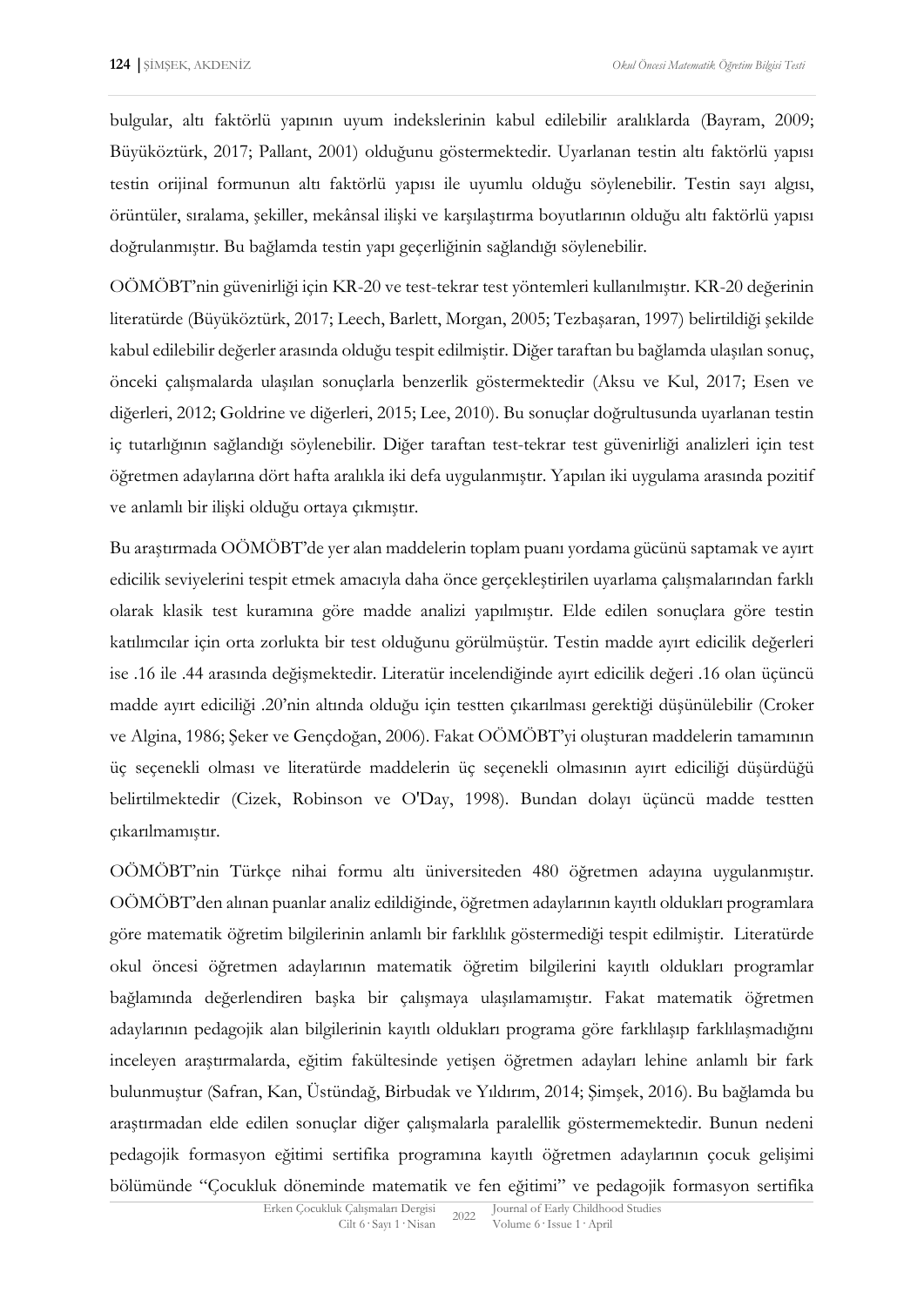bulgular, altı faktörlü yapının uyum indekslerinin kabul edilebilir aralıklarda (Bayram, 2009; Büyüköztürk, 2017; Pallant, 2001) olduğunu göstermektedir. Uyarlanan testin altı faktörlü yapısı testin orijinal formunun altı faktörlü yapısı ile uyumlu olduğu söylenebilir. Testin sayı algısı, örüntüler, sıralama, şekiller, mekânsal ilişki ve karşılaştırma boyutlarının olduğu altı faktörlü yapısı doğrulanmıştır. Bu bağlamda testin yapı geçerliğinin sağlandığı söylenebilir.

OÖMÖBT'nin güvenirliği için KR-20 ve test-tekrar test yöntemleri kullanılmıştır. KR-20 değerinin literatürde (Büyüköztürk, 2017; Leech, Barlett, Morgan, 2005; Tezbaşaran, 1997) belirtildiği şekilde kabul edilebilir değerler arasında olduğu tespit edilmiştir. Diğer taraftan bu bağlamda ulaşılan sonuç, önceki çalışmalarda ulaşılan sonuçlarla benzerlik göstermektedir (Aksu ve Kul, 2017; Esen ve diğerleri, 2012; Goldrine ve diğerleri, 2015; Lee, 2010). Bu sonuçlar doğrultusunda uyarlanan testin iç tutarlığının sağlandığı söylenebilir. Diğer taraftan test-tekrar test güvenirliği analizleri için test öğretmen adaylarına dört hafta aralıkla iki defa uygulanmıştır. Yapılan iki uygulama arasında pozitif ve anlamlı bir ilişki olduğu ortaya çıkmıştır.

Bu araştırmada OÖMÖBT'de yer alan maddelerin toplam puanı yordama gücünü saptamak ve ayırt edicilik seviyelerini tespit etmek amacıyla daha önce gerçekleştirilen uyarlama çalışmalarından farklı olarak klasik test kuramına göre madde analizi yapılmıştır. Elde edilen sonuçlara göre testin katılımcılar için orta zorlukta bir test olduğunu görülmüştür. Testin madde ayırt edicilik değerleri ise .16 ile .44 arasında değişmektedir. Literatür incelendiğinde ayırt edicilik değeri .16 olan üçüncü madde ayırt ediciliği .20'nin altında olduğu için testten çıkarılması gerektiği düşünülebilir (Croker ve Algina, 1986; Şeker ve Gençdoğan, 2006). Fakat OÖMÖBT'yi oluşturan maddelerin tamamının üç seçenekli olması ve literatürde maddelerin üç seçenekli olmasının ayırt ediciliği düşürdüğü belirtilmektedir (Cizek, Robinson ve O'Day, 1998). Bundan dolayı üçüncü madde testten çıkarılmamıştır.

OÖMÖBT'nin Türkçe nihai formu altı üniversiteden 480 öğretmen adayına uygulanmıştır. OÖMÖBT'den alınan puanlar analiz edildiğinde, öğretmen adaylarının kayıtlı oldukları programlara göre matematik öğretim bilgilerinin anlamlı bir farklılık göstermediği tespit edilmiştir. Literatürde okul öncesi öğretmen adaylarının matematik öğretim bilgilerini kayıtlı oldukları programlar bağlamında değerlendiren başka bir çalışmaya ulaşılamamıştır. Fakat matematik öğretmen adaylarının pedagojik alan bilgilerinin kayıtlı oldukları programa göre farklılaşıp farklılaşmadığını inceleyen araştırmalarda, eğitim fakültesinde yetişen öğretmen adayları lehine anlamlı bir fark bulunmuştur (Safran, Kan, Üstündağ, Birbudak ve Yıldırım, 2014; Şimşek, 2016). Bu bağlamda bu araştırmadan elde edilen sonuçlar diğer çalışmalarla paralellik göstermemektedir. Bunun nedeni pedagojik formasyon eğitimi sertifika programına kayıtlı öğretmen adaylarının çocuk gelişimi bölümünde "Çocukluk döneminde matematik ve fen eğitimi" ve pedagojik formasyon sertifika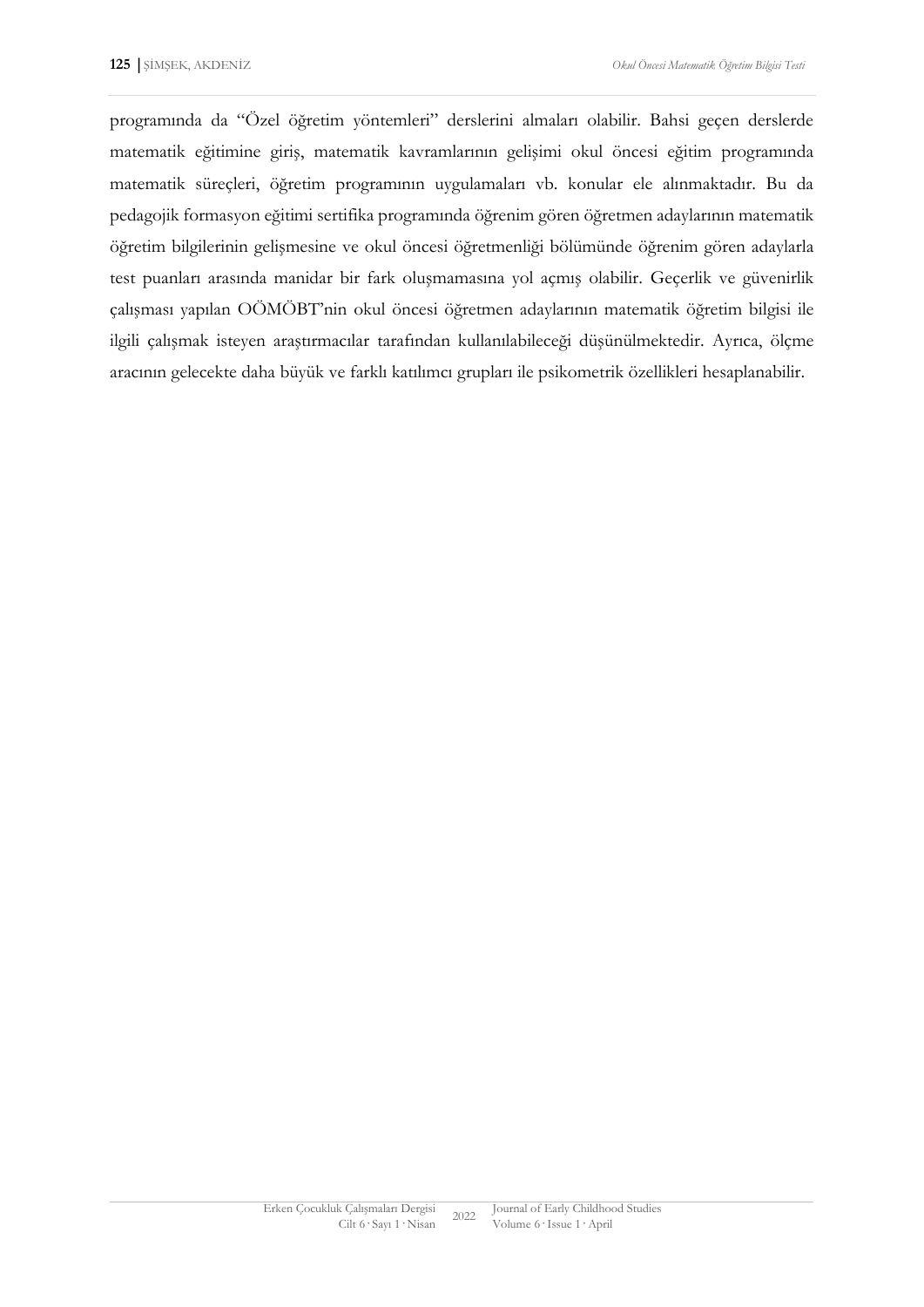programında da "Özel öğretim yöntemleri" derslerini almaları olabilir. Bahsi geçen derslerde matematik eğitimine giriş, matematik kavramlarının gelişimi okul öncesi eğitim programında matematik süreçleri, öğretim programının uygulamaları vb. konular ele alınmaktadır. Bu da pedagojik formasyon eğitimi sertifika programında öğrenim gören öğretmen adaylarının matematik öğretim bilgilerinin gelişmesine ve okul öncesi öğretmenliği bölümünde öğrenim gören adaylarla test puanları arasında manidar bir fark oluşmamasına yol açmış olabilir. Geçerlik ve güvenirlik çalışması yapılan OÖMÖBT'nin okul öncesi öğretmen adaylarının matematik öğretim bilgisi ile ilgili çalışmak isteyen araştırmacılar tarafından kullanılabileceği düşünülmektedir. Ayrıca, ölçme aracının gelecekte daha büyük ve farklı katılımcı grupları ile psikometrik özellikleri hesaplanabilir.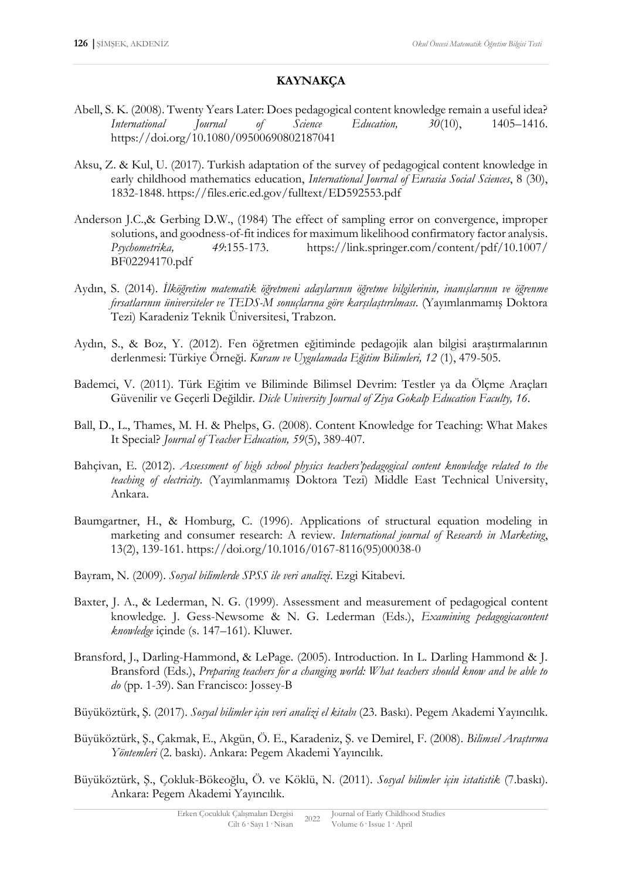## KAYNAKÇA

Abell, S. K. (2008). Twenty Years Later: Does pedagogical content knowledge remain a useful idea? *International Journal of Science Education, 30*(10), 1405–1416. https://doi.org/10.1080/09500690802187041

Aksu, Z. & Kul, U. (2017). Turkish adaptation of the survey of pedagogical content knowledge in early childhood mathematics education, *International Journal of Eurasia Social Sciences*, 8 (30), 1832-1848. https://files.eric.ed.gov/fulltext/ED592553.pdf

Anderson J.C.,& Gerbing D.W., (1984) The effect of sampling error on convergence, improper solutions, and goodness-of-fit indices for maximum likelihood confirmatory factor analysis. *Psychometrika, 49*:155-173. https://link.springer.com/content/pdf/10.1007/BF02294170.pdf

Aydın, S. (2014). *İlköğretim matematik öğretmeni adaylarının öğretme bilgilerinin, inanışlarının ve öğrenme fırsatlarının üniversiteler ve TEDS-M sonuçlarına göre karşılaştırılması*. (Yayımlanmamış Doktora Tezi) Karadeniz Teknik Üniversitesi, Trabzon.

Aydın, S., & Boz, Y. (2012). Fen öğretmen eğitiminde pedagojik alan bilgisi araştırmalarının derlenmesi: Türkiye Örneği. *Kuram ve Uygulamada Eğitim Bilimleri, 12* (1), 479-505.

Bademci, V. (2011). Türk Eğitim ve Biliminde Bilimsel Devrim: Testler ya da Ölçme Araçları Güvenilir ve Geçerli Değildir. *Dicle University Journal of Ziya Gokalp Education Faculty, 16*.

Ball, D., L., Thames, M. H. & Phelps, G. (2008). Content Knowledge for Teaching: What Makes It Special? *Journal of Teacher Education, 59*(5), 389-407.

Bahçivan, E. (2012). *Assessment of high school physics teachers'pedagogical content knowledge related to the teaching of electricity*. (Yayımlanmamış Doktora Tezi) Middle East Technical University, Ankara.

Baumgartner, H., & Homburg, C. (1996). Applications of structural equation modeling in marketing and consumer research: A review. *International journal of Research in Marketing*, 13(2), 139-161. https://doi.org/10.1016/0167-8116(95)00038-0

Bayram, N. (2009). *Sosyal bilimlerde SPSS ile veri analizi*. Ezgi Kitabevi.

Baxter, J. A., & Lederman, N. G. (1999). Assessment and measurement of pedagogical content knowledge. J. Gess-Newsome & N. G. Lederman (Eds.), *Examining pedagogicacontent knowledge* içinde (s. 147–161). Kluwer.

Bransford, J., Darling-Hammond, & LePage. (2005). Introduction. In L. Darling Hammond & J. Bransford (Eds.), *Preparing teachers for a changing world: What teachers should know and be able to do* (pp. 1-39). San Francisco: Jossey-B

Büyüköztürk, Ş. (2017). *Sosyal bilimler için veri analizi el kitabı* (23. Baskı). Pegem Akademi Yayıncılık.

Büyüköztürk, Ş., Çakmak, E., Akgün, Ö. E., Karadeniz, Ş. ve Demirel, F. (2008). *Bilimsel Araştırma Yöntemleri* (2. baskı). Ankara: Pegem Akademi Yayıncılık.

Büyüköztürk, Ş., Çokluk-Bökeoğlu, Ö. ve Köklü, N. (2011). *Sosyal bilimler için istatistik* (7.baskı). Ankara: Pegem Akademi Yayıncılık.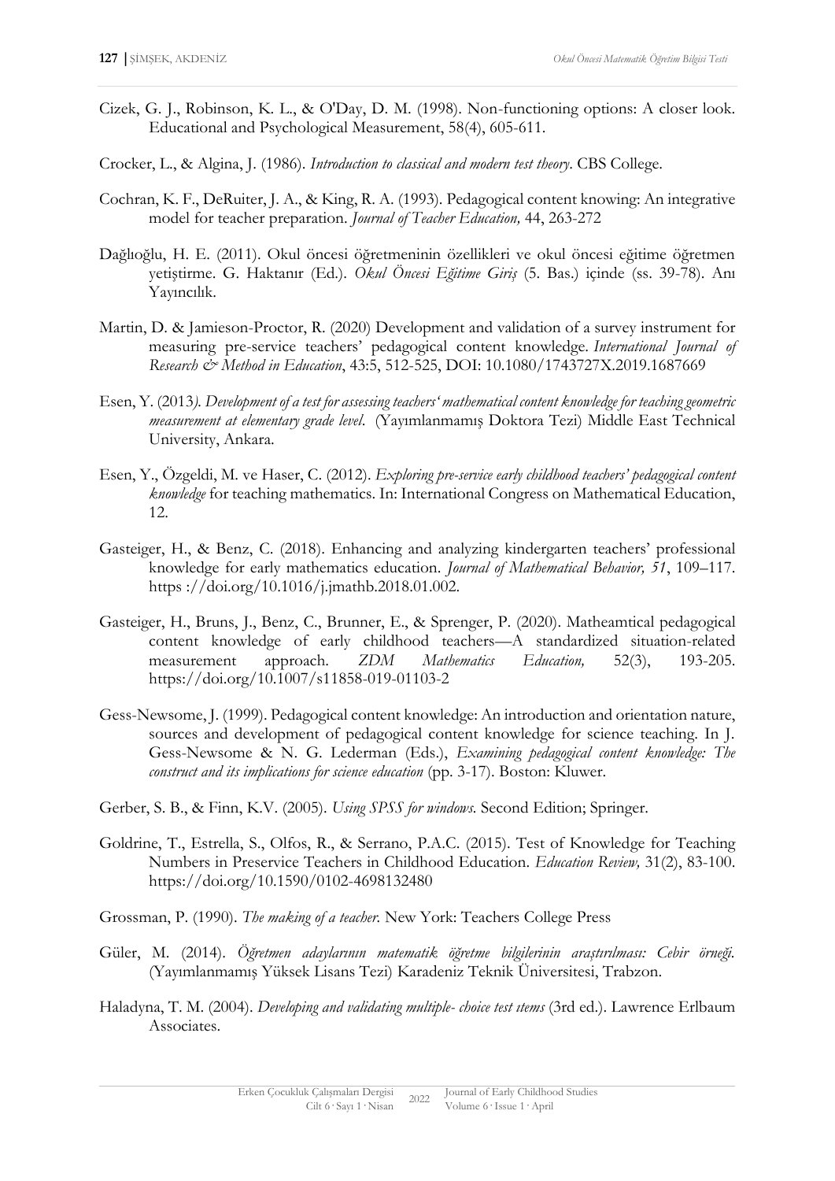Cizek, G. J., Robinson, K. L., & O'Day, D. M. (1998). Non-functioning options: A closer look. Educational and Psychological Measurement, 58(4), 605-611.

Crocker, L., & Algina, J. (1986). *Introduction to classical and modern test theory*. CBS College.

Cochran, K. F., DeRuiter, J. A., & King, R. A. (1993). Pedagogical content knowing: An integrative model for teacher preparation. *Journal of Teacher Education,* 44, 263-272

Dağlıoğlu, H. E. (2011). Okul öncesi öğretmeninin özellikleri ve okul öncesi eğitime öğretmen yetiştirme. G. Haktanır (Ed.). *Okul Öncesi Eğitime Giriş* (5. Bas.) içinde (ss. 39-78). Anı Yayıncılık.

Martin, D. & Jamieson-Proctor, R. (2020) Development and validation of a survey instrument for measuring pre-service teachers' pedagogical content knowledge. *International Journal of Research & Method in Education*, 43:5, 512-525, DOI: 10.1080/1743727X.2019.1687669

Esen, Y. (2013*). Development of a test for assessing teachers' mathematical content knowledge for teaching geometric measurement at elementary grade level*. (Yayımlanmamış Doktora Tezi) Middle East Technical University, Ankara.

Esen, Y., Özgeldi, M. ve Haser, C. (2012). *Exploring pre-service early childhood teachers' pedagogical content knowledge* for teaching mathematics. In: International Congress on Mathematical Education, 12.

Gasteiger, H., & Benz, C. (2018). Enhancing and analyzing kindergarten teachers' professional knowledge for early mathematics education. *Journal of Mathematical Behavior, 51*, 109–117. https ://doi.org/10.1016/j.jmathb.2018.01.002.

Gasteiger, H., Bruns, J., Benz, C., Brunner, E., & Sprenger, P. (2020). Matheamtical pedagogical content knowledge of early childhood teachers—A standardized situation-related measurement approach. *ZDM Mathematics Education,* 52(3), 193-205. https://doi.org/10.1007/s11858-019-01103-2

Gess-Newsome, J. (1999). Pedagogical content knowledge: An introduction and orientation nature, sources and development of pedagogical content knowledge for science teaching. In J. Gess-Newsome & N. G. Lederman (Eds.), *Examining pedagogical content knowledge: The construct and its implications for science education* (pp. 3-17). Boston: Kluwer.

Gerber, S. B., & Finn, K.V. (2005). *Using SPSS for windows.* Second Edition; Springer.

Goldrine, T., Estrella, S., Olfos, R., & Serrano, P.A.C. (2015). Test of Knowledge for Teaching Numbers in Preservice Teachers in Childhood Education. *Education Review,* 31(2), 83-100. https://doi.org/10.1590/0102-4698132480

Grossman, P. (1990). *The making of a teacher.* New York: Teachers College Press

Güler, M. (2014). *Öğretmen adaylarının matematik öğretme bilgilerinin araştırılması: Cebir örneği.* (Yayımlanmamış Yüksek Lisans Tezi) Karadeniz Teknik Üniversitesi, Trabzon.

Haladyna, T. M. (2004). *Developing and validating multiple- choice test ıtems* (3rd ed.). Lawrence Erlbaum Associates.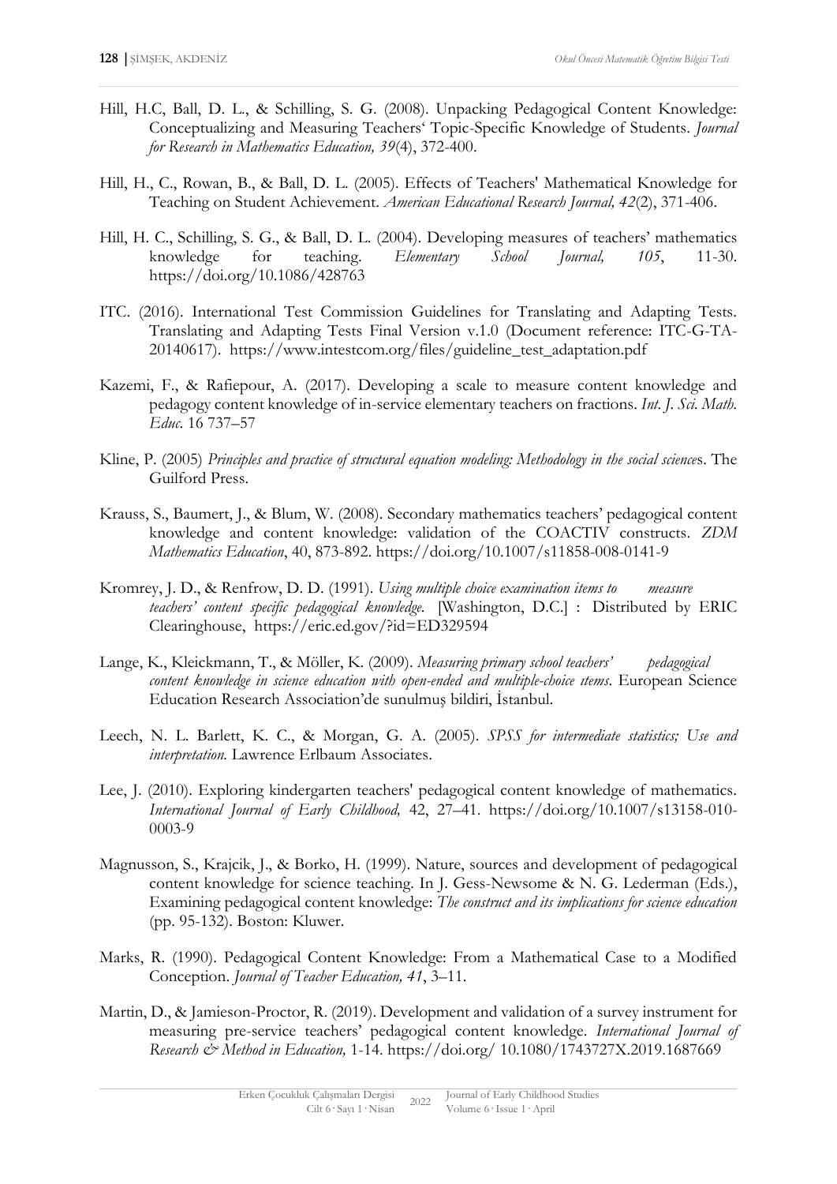Hill, H.C, Ball, D. L., & Schilling, S. G. (2008). Unpacking Pedagogical Content Knowledge: Conceptualizing and Measuring Teachers' Topic-Specific Knowledge of Students. *Journal for Research in Mathematics Education, 39*(4), 372-400.

Hill, H., C., Rowan, B., & Ball, D. L. (2005). Effects of Teachers' Mathematical Knowledge for Teaching on Student Achievement. *American Educational Research Journal, 42*(2), 371-406.

Hill, H. C., Schilling, S. G., & Ball, D. L. (2004). Developing measures of teachers' mathematics knowledge for teaching. *Elementary School Journal, 105*, 11-30. https://doi.org/10.1086/428763

ITC. (2016). International Test Commission Guidelines for Translating and Adapting Tests. Translating and Adapting Tests Final Version v.1.0 (Document reference: ITC-G-TA-20140617). https://www.intestcom.org/files/guideline_test_adaptation.pdf

Kazemi, F., & Rafiepour, A. (2017). Developing a scale to measure content knowledge and pedagogy content knowledge of in-service elementary teachers on fractions. *Int. J. Sci. Math. Educ.* 16 737–57

Kline, P. (2005) *Principles and practice of structural equation modeling: Methodology in the social science*s. The Guilford Press.

Krauss, S., Baumert, J., & Blum, W. (2008). Secondary mathematics teachers' pedagogical content knowledge and content knowledge: validation of the COACTIV constructs. *ZDM Mathematics Education*, 40, 873-892. https://doi.org/10.1007/s11858-008-0141-9

Kromrey, J. D., & Renfrow, D. D. (1991). *Using multiple choice examination items to measure teachers' content specific pedagogical knowledge.* [Washington, D.C.] : Distributed by ERIC Clearinghouse, https://eric.ed.gov/?id=ED329594

Lange, K., Kleickmann, T., & Möller, K. (2009). *Measuring primary school teachers' pedagogical content knowledge in science education with open-ended and multiple-choice items*. European Science Education Research Association'de sunulmuş bildiri, İstanbul.

Leech, N. L. Barlett, K. C., & Morgan, G. A. (2005). *SPSS for intermediate statistics; Use and interpretation.* Lawrence Erlbaum Associates.

Lee, J. (2010). Exploring kindergarten teachers' pedagogical content knowledge of mathematics. *International Journal of Early Childhood,* 42, 27–41. https://doi.org/10.1007/s13158-010-0003-9

Magnusson, S., Krajcik, J., & Borko, H. (1999). Nature, sources and development of pedagogical content knowledge for science teaching. In J. Gess-Newsome & N. G. Lederman (Eds.), Examining pedagogical content knowledge: *The construct and its implications for science education* (pp. 95-132). Boston: Kluwer.

Marks, R. (1990). Pedagogical Content Knowledge: From a Mathematical Case to a Modified Conception. *Journal of Teacher Education, 41*, 3–11.

Martin, D., & Jamieson-Proctor, R. (2019). Development and validation of a survey instrument for measuring pre-service teachers' pedagogical content knowledge. *International Journal of Research & Method in Education,* 1-14. https://doi.org/ 10.1080/1743727X.2019.1687669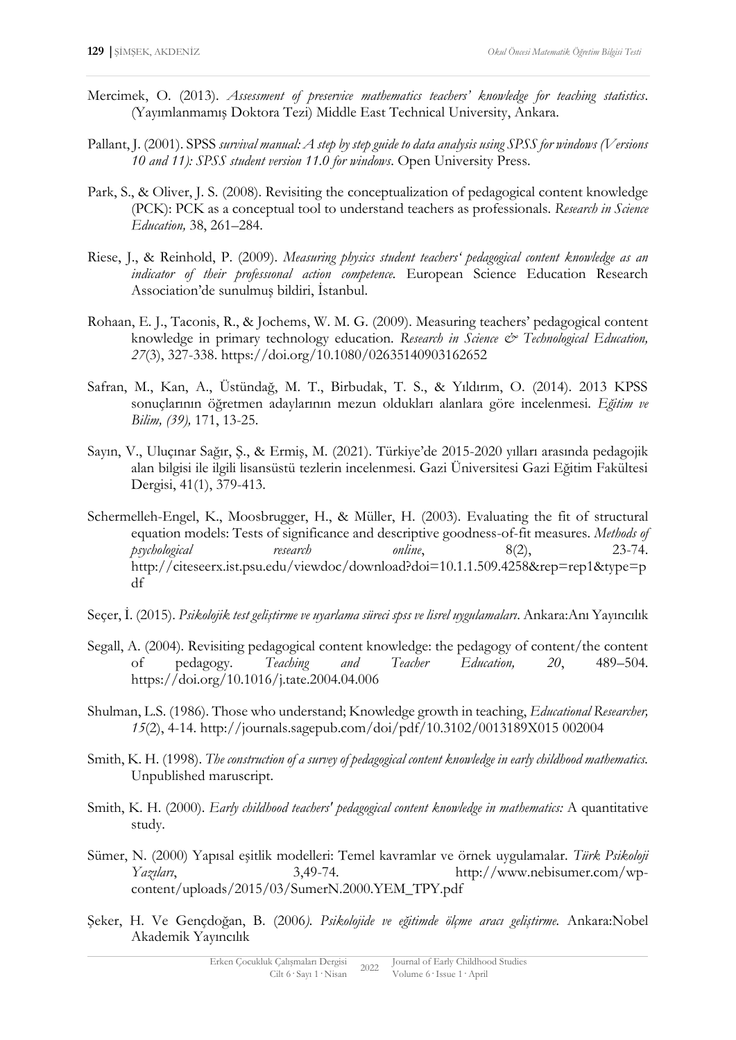Mercimek, O. (2013). *Assessment of preservice mathematics teachers' knowledge for teaching statistics*. (Yayımlanmamış Doktora Tezi) Middle East Technical University, Ankara.

Pallant, J. (2001). SPSS *survival manual: A step by step guide to data analysis using SPSS for windows (Versions 10 and 11): SPSS student version 11.0 for windows*. Open University Press.

Park, S., & Oliver, J. S. (2008). Revisiting the conceptualization of pedagogical content knowledge (PCK): PCK as a conceptual tool to understand teachers as professionals. *Research in Science Education,* 38, 261–284.

Riese, J., & Reinhold, P. (2009). *Measuring physics student teachers' pedagogical content knowledge as an indicator of their professional action competence.* European Science Education Research Association'de sunulmuş bildiri, İstanbul.

Rohaan, E. J., Taconis, R., & Jochems, W. M. G. (2009). Measuring teachers' pedagogical content knowledge in primary technology education. *Research in Science & Technological Education, 27*(3), 327-338. https://doi.org/10.1080/02635140903162652

Safran, M., Kan, A., Üstündağ, M. T., Birbudak, T. S., & Yıldırım, O. (2014). 2013 KPSS sonuçlarının öğretmen adaylarının mezun oldukları alanlara göre incelenmesi. *Eğitim ve Bilim, (39),* 171, 13-25.

Sayın, V., Uluçınar Sağır, Ş., & Ermiş, M. (2021). Türkiye'de 2015-2020 yılları arasında pedagojik alan bilgisi ile ilgili lisansüstü tezlerin incelenmesi. Gazi Üniversitesi Gazi Eğitim Fakültesi Dergisi, 41(1), 379-413.

Schermelleh-Engel, K., Moosbrugger, H., & Müller, H. (2003). Evaluating the fit of structural equation models: Tests of significance and descriptive goodness-of-fit measures. *Methods of psychological research online*, 8(2), 23-74. http://citeseerx.ist.psu.edu/viewdoc/download?doi=10.1.1.509.4258&rep=rep1&type=pdf

Seçer, İ. (2015). *Psikolojik test geliştirme ve uyarlama süreci spss ve lisrel uygulamaları*. Ankara:Anı Yayıncılık

Segall, A. (2004). Revisiting pedagogical content knowledge: the pedagogy of content/the content of pedagogy. *Teaching and Teacher Education, 20*, 489–504. https://doi.org/10.1016/j.tate.2004.04.006

Shulman, L.S. (1986). Those who understand; Knowledge growth in teaching, *Educational Researcher, 15*(2), 4-14. http://journals.sagepub.com/doi/pdf/10.3102/0013189X015 002004

Smith, K. H. (1998). *The construction of a survey of pedagogical content knowledge in early childhood mathematics.* Unpublished maruscript.

Smith, K. H. (2000). *Early childhood teachers' pedagogical content knowledge in mathematics:* A quantitative study.

Sümer, N. (2000) Yapısal eşitlik modelleri: Temel kavramlar ve örnek uygulamalar. *Türk Psikoloji Yazıları*, 3,49-74. http://www.nebisumer.com/wp-content/uploads/2015/03/SumerN.2000.YEM_TPY.pdf

Şeker, H. Ve Gençdoğan, B. (2006*). Psikolojide ve eğitimde ölçme aracı geliştirme.* Ankara:Nobel Akademik Yayıncılık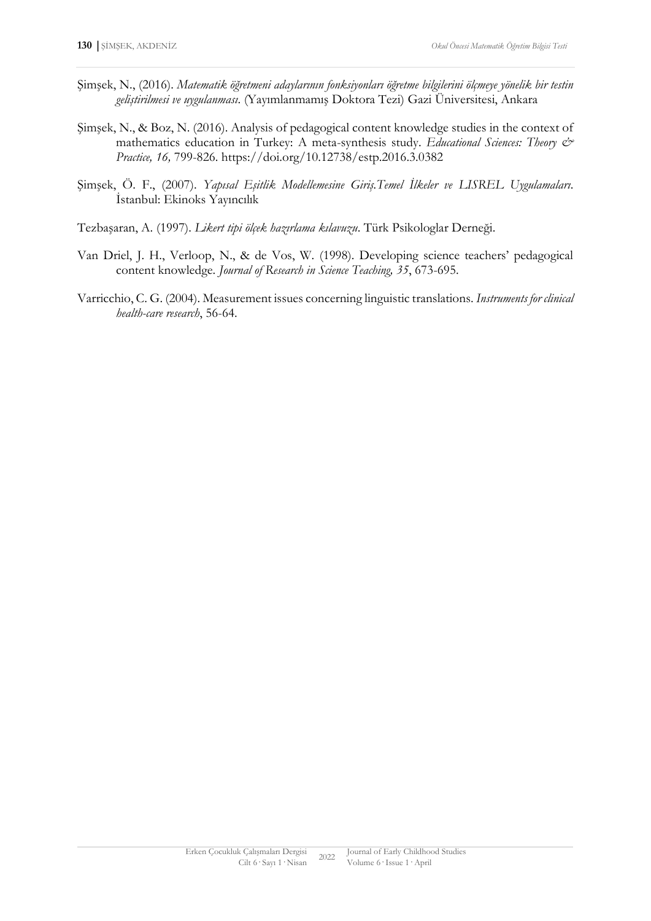Şimşek, N., (2016). *Matematik öğretmeni adaylarının fonksiyonları öğretme bilgilerini ölçmeye yönelik bir testin geliştirilmesi ve uygulanması*. (Yayımlanmamış Doktora Tezi) Gazi Üniversitesi, Ankara

Şimşek, N., & Boz, N. (2016). Analysis of pedagogical content knowledge studies in the context of mathematics education in Turkey: A meta-synthesis study. *Educational Sciences: Theory & Practice, 16,* 799-826. https://doi.org/10.12738/estp.2016.3.0382

Şimşek, Ö. F., (2007). *Yapısal Eşitlik Modellemesine Giriş.Temel İlkeler ve LISREL Uygulamaları.* İstanbul: Ekinoks Yayıncılık

Tezbaşaran, A. (1997). *Likert tipi ölçek hazırlama kılavuzu*. Türk Psikologlar Derneği.

Van Driel, J. H., Verloop, N., & de Vos, W. (1998). Developing science teachers' pedagogical content knowledge. *Journal of Research in Science Teaching, 35*, 673-695.

Varricchio, C. G. (2004). Measurement issues concerning linguistic translations. *Instruments for clinical health-care research*, 56-64.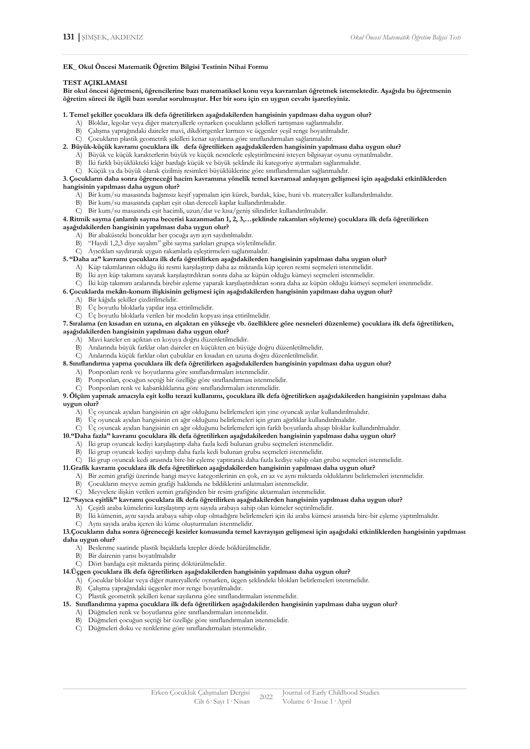**EK_ Okul Öncesi Matematik Öğretim Bilgisi Testinin Nihai Formu**

**TEST AÇIKLAMASI**

**Bir okul öncesi öğretmeni, öğrencilerine bazı matematiksel konu veya kavramları öğretmek istemektedir. Aşağıda bu öğretmenin öğretim süreci ile ilgili bazı sorular sorulmuştur. Her bir soru için en uygun cevabı işaretleyiniz.**

**1. Temel şekiller çocuklara ilk defa öğretilirken aşağıdakilerden hangisinin yapılması daha uygun olur?**

A) Bloklar, legolar veya diğer materyallerle oynarken çocukların şekilleri tartışması sağlanmalıdır.
B) Çalışma yaprağındaki daireler mavi, dikdörtgenler kırmızı ve üçgenler yeşil renge boyatılmalıdır.
C) Çocukların plastik geometrik şekilleri kenar sayılarına göre sınıflandırmaları sağlanmalıdır.

**2. Büyük-küçük kavramı çocuklara ilk defa öğretilirken aşağıdakilerden hangisinin yapılması daha uygun olur?**

A) Büyük ve küçük karakterlerin büyük ve küçük nesnelerle eşleştirilmesini isteyen bilgisayar oyunu oynatılmalıdır.
B) İki farklı büyüklükteki kâğıt bardağı küçük ve büyük şeklinde iki kategoriye ayırmaları sağlanmalıdır.
C) Küçük ya da büyük olarak çizilmiş resimleri büyüklüklerine göre sınıflandırmaları sağlanmalıdır.

**3. Çocukların daha sonra öğreneceği hacim kavramına yönelik temel kavramsal anlayışın gelişmesi için aşağıdaki etkinliklerden hangisinin yapılması daha uygun olur?**

A) Bir kum/su masasında bağımsız keşif yapmaları için kürek, bardak, kâse, huni vb. materyaller kullandırılmalıdır.
B) Bir kum/su masasında çapları eşit olan dereceli kaplar kullandırılmalıdır.
C) Bir kum/su masasında eşit hacimli, uzun/dar ve kısa/geniş silindirler kullandırılmalıdır.

**4. Ritmik sayma (anlamlı sayma becerisi kazanmadan 1, 2, 3,…şeklinde rakamları söyleme) çocuklara ilk defa öğretilirken aşağıdakilerden hangisinin yapılması daha uygun olur?**

A) Bir abaküsteki boncuklar her çocuğa ayrı ayrı saydırılmalıdır.
B) "Haydi 1,2,3 diye sayalım" gibi sayma şarkıları grupça söyletilmelidir.
C) Ayıcıkları saydırarak uygun rakamlarla eşleştirmeleri sağlanmalıdır.

**5. "Daha az" kavramı çocuklara ilk defa öğretilirken aşağıdakilerden hangisinin yapılması daha uygun olur?**

A) Küp takımlarının olduğu iki resmi karşılaştırıp daha az miktarda küp içeren resmi seçmeleri istenmelidir.
B) İki ayrı küp takımını sayarak karşılaştırdıktan sonra daha az küpün olduğu kümeyi seçmeleri istenmelidir.
C) İki küp takımını aralarında birebir eşleme yaparak karşılaştırdıktan sonra daha az küpün olduğu kümeyi seçmeleri istenmelidir.

**6. Çocuklarda mekân-konum ilişkisinin gelişmesi için aşağıdakilerden hangisinin yapılması daha uygun olur?**

A) Bir kâğıda şekiller çizdirilmelidir.
B) Üç boyutlu bloklarla yapılar inşa ettirilmelidir.
C) Üç boyutlu bloklarla verilen bir modelin kopyası inşa ettirilmelidir.

**7. Sıralama (en kısadan en uzuna, en alçaktan en yükseğe vb. özelliklere göre nesneleri düzenleme) çocuklara ilk defa öğretilirken, aşağıdakilerden hangisinin yapılması daha uygun olur?**

A) Mavi kareler en açıktan en koyuya doğru düzenletilmelidir.
B) Aralarında büyük farklar olan daireler en küçükten en büyüğe doğru düzenletilmelidir.
C) Aralarında küçük farklar olan çubuklar en kısadan en uzuna doğru düzenletilmelidir.

**8. Sınıflandırma yapma çocuklara ilk defa öğretilirken aşağıdakilerden hangisinin yapılması daha uygun olur?**

A) Ponponları renk ve boyutlarına göre sınıflandırmaları istenmelidir.
B) Ponponları, çocuğun seçtiği bir özelliğe göre sınıflandırması istenmelidir.
C) Ponponları renk ve kabarıklıklarına göre sınıflandırmaları istenmelidir.

**9. Ölçüm yapmak amacıyla eşit kollu terazi kullanımı, çocuklara ilk defa öğretilirken aşağıdakilerden hangisinin yapılması daha uygun olur?**

A) Üç oyuncak ayıdan hangisinin en ağır olduğunu belirlemeleri için yine oyuncak ayılar kullandırılmalıdır.
B) Üç oyuncak ayıdan hangisinin en ağır olduğunu belirlemeleri için gram ağırlıklar kullandırılmalıdır.
C) Üç oyuncak ayıdan hangisinin en ağır olduğunu belirlemeleri için farklı boyutlarda ahşap bloklar kullandırılmalıdır.

**10. "Daha fazla" kavramı çocuklara ilk defa öğretilirken aşağıdakilerden hangisinin yapılması daha uygun olur?**

A) İki grup oyuncak kediyi karşılaştırıp daha fazla kedi bulunan grubu seçmeleri istenmelidir.
B) İki grup oyuncak kediyi saydırıp daha fazla kedi bulunan grubu seçmeleri istenmelidir.
C) İki grup oyuncak kedi arasında bire-bir eşleme yaptırarak daha fazla kediye sahip olan grubu seçmeleri istenmelidir.

**11. Grafik kavramı çocuklara ilk defa öğretilirken aşağıdakilerden hangisinin yapılması daha uygun olur?**

A) Bir zemin grafiği üzerinde hangi meyve kategorilerinin en çok, en az ve aynı miktarda olduklarını belirlemeleri istenmelidir.
B) Çocukların meyve zemin grafiği hakkında ne bildiklerini anlatmaları istenmelidir.
C) Meyvelere ilişkin verileri zemin grafiğinden bir resim grafiğine aktarmaları istenmelidir.

**12. "Sayıca eşitlik" kavramı çocuklara ilk defa öğretilirken aşağıdakilerden hangisinin yapılması daha uygun olur?**

A) Çeşitli araba kümelerini karşılaştırıp aynı sayıda arabaya sahip olan kümeler seçtirilmelidir.
B) İki kümenin, aynı sayıda arabaya sahip olup olmadığını belirlemeleri için iki araba kümesi arasında bire-bir eşleme yaptırılmalıdır.
C) Aynı sayıda araba içeren iki küme oluşturmaları istenmelidir.

**13. Çocukların daha sonra öğreneceği kesirler konusunda temel kavrayışın gelişmesi için aşağıdaki etkinliklerden hangisinin yapılması daha uygun olur?**

A) Beslenme saatinde plastik bıçaklarla krepler dörde böldürülmelidir.
B) Bir dairenin yarısı boyatılmalıdır
C) Dört bardağa eşit miktarda pirinç döktürülmelidir.

**14. Üçgen çocuklara ilk defa öğretilirken aşağıdakilerden hangisinin yapılması daha uygun olur?**

A) Çocuklar bloklar veya diğer materyallerle oynarken, üçgen şeklindeki blokları belirlemeleri istenmelidir.
B) Çalışma yaprağındaki üçgenler mor renge boyatılmalıdır.
C) Plastik geometrik şekilleri kenar sayılarına göre sınıflandırmaları istenmelidir.

**15. Sınıflandırma yapma çocuklara ilk defa öğretilirken aşağıdakilerden hangisinin yapılması daha uygun olur?**

A) Düğmeleri renk ve boyutlarına göre sınıflandırmaları istenmelidir.
B) Düğmeleri çocuğun seçtiği bir özelliğe göre sınıflandırmaları istenmelidir.
C) Düğmeleri doku ve renklerine göre sınıflandırmaları istenmelidir.